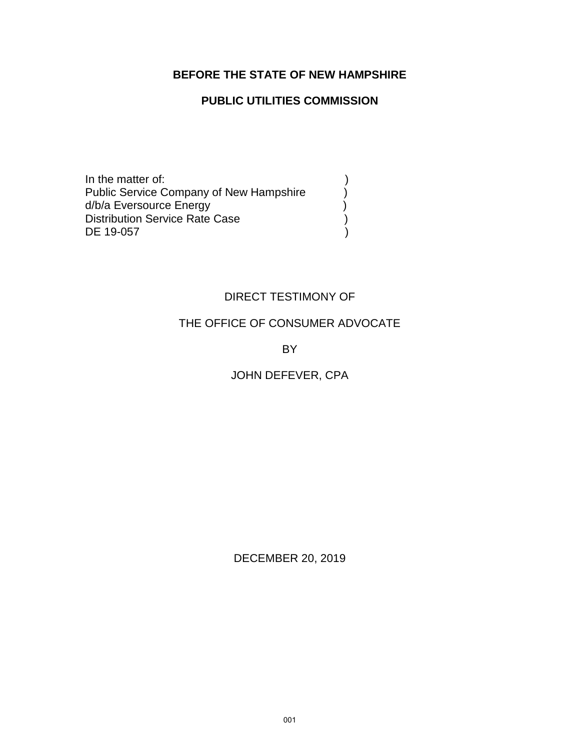**BEFORE THE STATE OF NEW HAMPSHIRE**

**PUBLIC UTILITIES COMMISSION**

In the matter of: )
Public Service Company of New Hampshire )
d/b/a Eversource Energy )
Distribution Service Rate Case )
DE 19-057 )

DIRECT TESTIMONY OF

THE OFFICE OF CONSUMER ADVOCATE

BY

JOHN DEFEVER, CPA

DECEMBER 20, 2019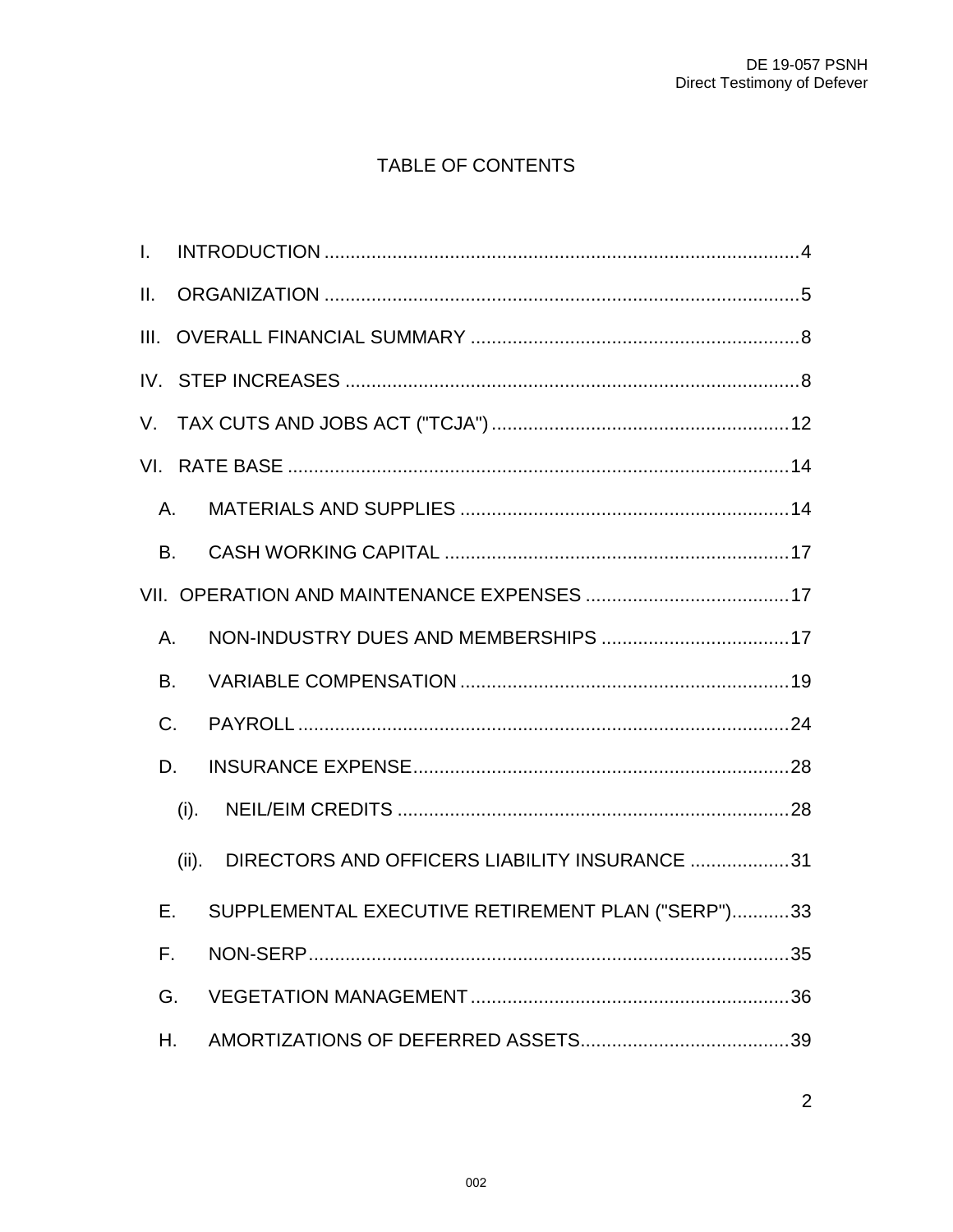# TABLE OF CONTENTS

I. INTRODUCTION ..... 4

II. ORGANIZATION ..... 5

III. OVERALL FINANCIAL SUMMARY ..... 8

IV. STEP INCREASES ..... 8

V. TAX CUTS AND JOBS ACT ("TCJA") ..... 12

VI. RATE BASE ..... 14

- A. MATERIALS AND SUPPLIES ..... 14
- B. CASH WORKING CAPITAL ..... 17

VII. OPERATION AND MAINTENANCE EXPENSES ..... 17

- A. NON-INDUSTRY DUES AND MEMBERSHIPS ..... 17
- B. VARIABLE COMPENSATION ..... 19
- C. PAYROLL ..... 24
- D. INSURANCE EXPENSE ..... 28
  - (i). NEIL/EIM CREDITS ..... 28
  - (ii). DIRECTORS AND OFFICERS LIABILITY INSURANCE ..... 31
- E. SUPPLEMENTAL EXECUTIVE RETIREMENT PLAN ("SERP") ..... 33
- F. NON-SERP ..... 35
- G. VEGETATION MANAGEMENT ..... 36
- H. AMORTIZATIONS OF DEFERRED ASSETS ..... 39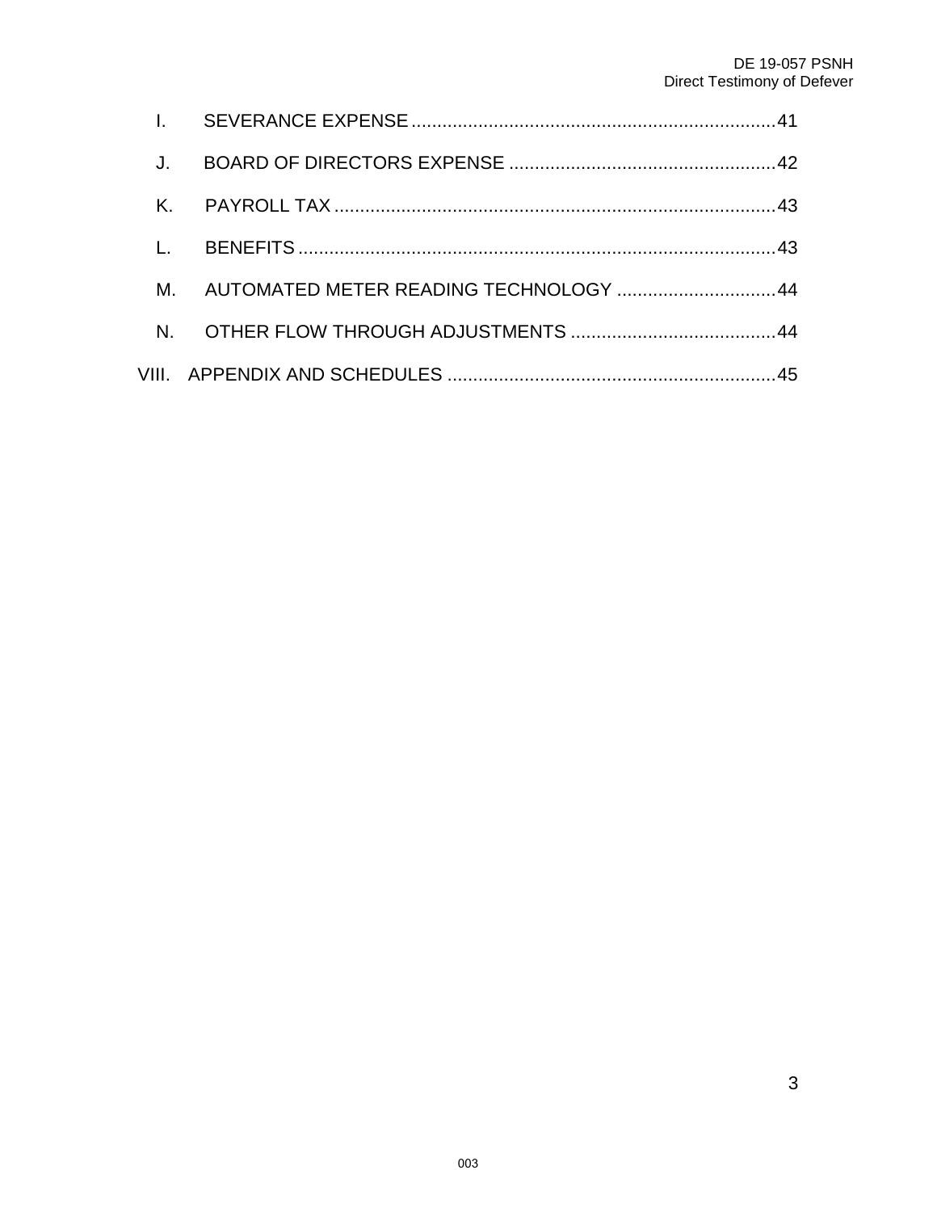I. SEVERANCE EXPENSE ........................................................................ 41

J. BOARD OF DIRECTORS EXPENSE ..................................................... 42

K. PAYROLL TAX ....................................................................................... 43

L. BENEFITS .............................................................................................. 43

M. AUTOMATED METER READING TECHNOLOGY ................................ 44

N. OTHER FLOW THROUGH ADJUSTMENTS ......................................... 44

VIII. APPENDIX AND SCHEDULES ................................................................ 45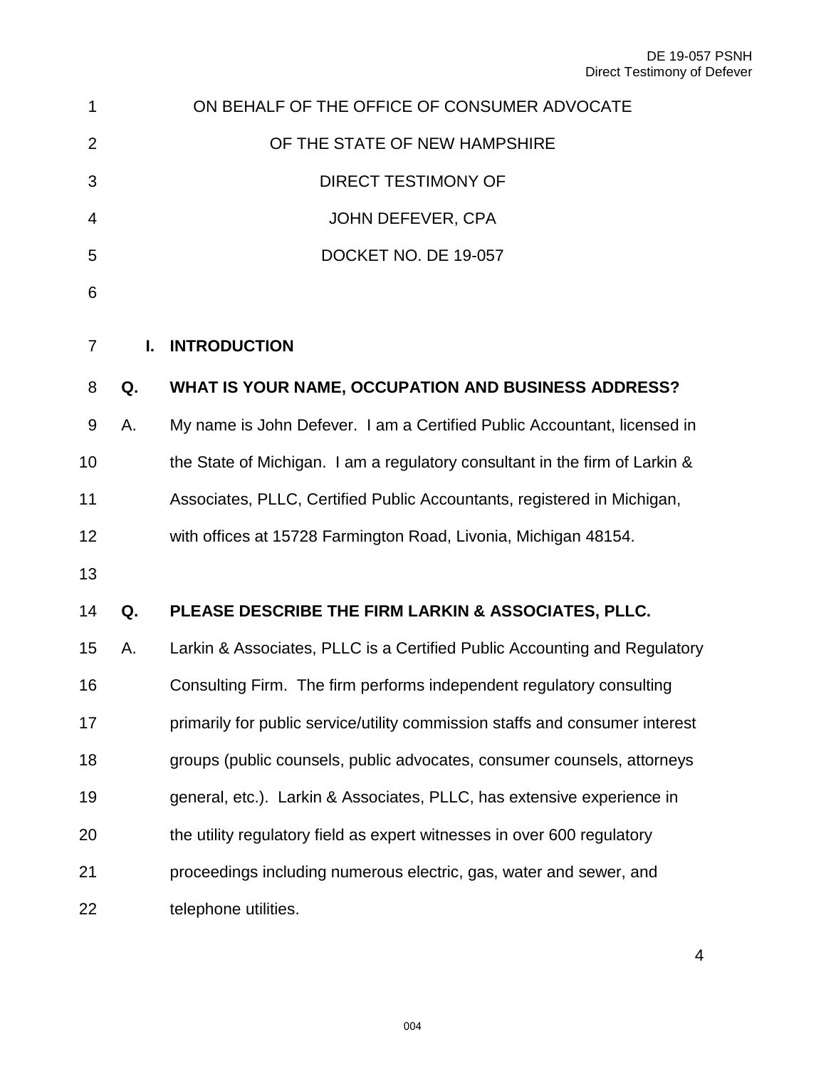ON BEHALF OF THE OFFICE OF CONSUMER ADVOCATE

OF THE STATE OF NEW HAMPSHIRE

DIRECT TESTIMONY OF

JOHN DEFEVER, CPA

DOCKET NO. DE 19-057

## I. INTRODUCTION

**Q. WHAT IS YOUR NAME, OCCUPATION AND BUSINESS ADDRESS?**

A. My name is John Defever. I am a Certified Public Accountant, licensed in the State of Michigan. I am a regulatory consultant in the firm of Larkin & Associates, PLLC, Certified Public Accountants, registered in Michigan, with offices at 15728 Farmington Road, Livonia, Michigan 48154.

**Q. PLEASE DESCRIBE THE FIRM LARKIN & ASSOCIATES, PLLC.**

A. Larkin & Associates, PLLC is a Certified Public Accounting and Regulatory Consulting Firm. The firm performs independent regulatory consulting primarily for public service/utility commission staffs and consumer interest groups (public counsels, public advocates, consumer counsels, attorneys general, etc.). Larkin & Associates, PLLC, has extensive experience in the utility regulatory field as expert witnesses in over 600 regulatory proceedings including numerous electric, gas, water and sewer, and telephone utilities.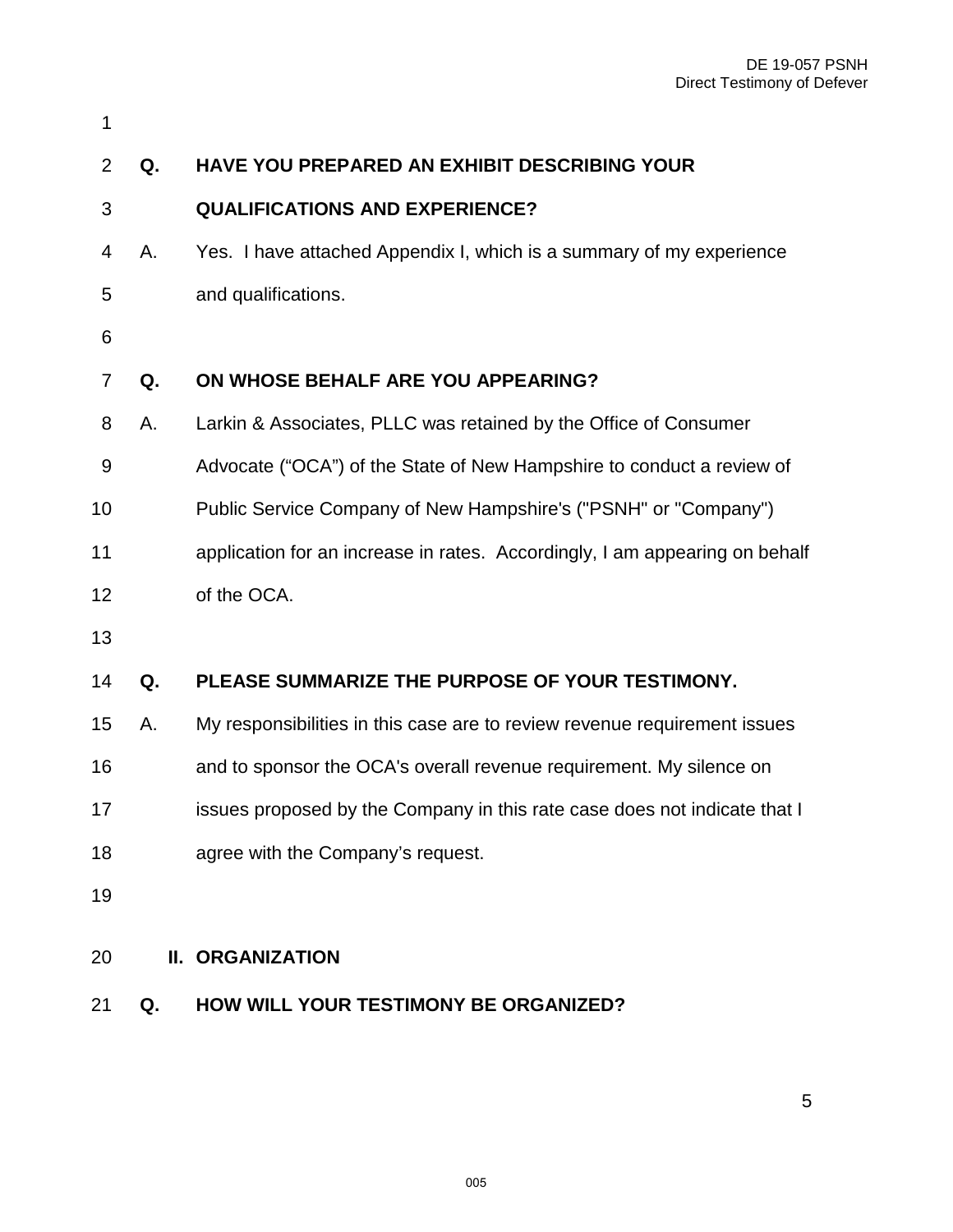**Q. HAVE YOU PREPARED AN EXHIBIT DESCRIBING YOUR QUALIFICATIONS AND EXPERIENCE?**

A. Yes. I have attached Appendix I, which is a summary of my experience and qualifications.

**Q. ON WHOSE BEHALF ARE YOU APPEARING?**

A. Larkin & Associates, PLLC was retained by the Office of Consumer Advocate ("OCA") of the State of New Hampshire to conduct a review of Public Service Company of New Hampshire's ("PSNH" or "Company") application for an increase in rates. Accordingly, I am appearing on behalf of the OCA.

**Q. PLEASE SUMMARIZE THE PURPOSE OF YOUR TESTIMONY.**

A. My responsibilities in this case are to review revenue requirement issues and to sponsor the OCA's overall revenue requirement. My silence on issues proposed by the Company in this rate case does not indicate that I agree with the Company's request.

## II. ORGANIZATION

**Q. HOW WILL YOUR TESTIMONY BE ORGANIZED?**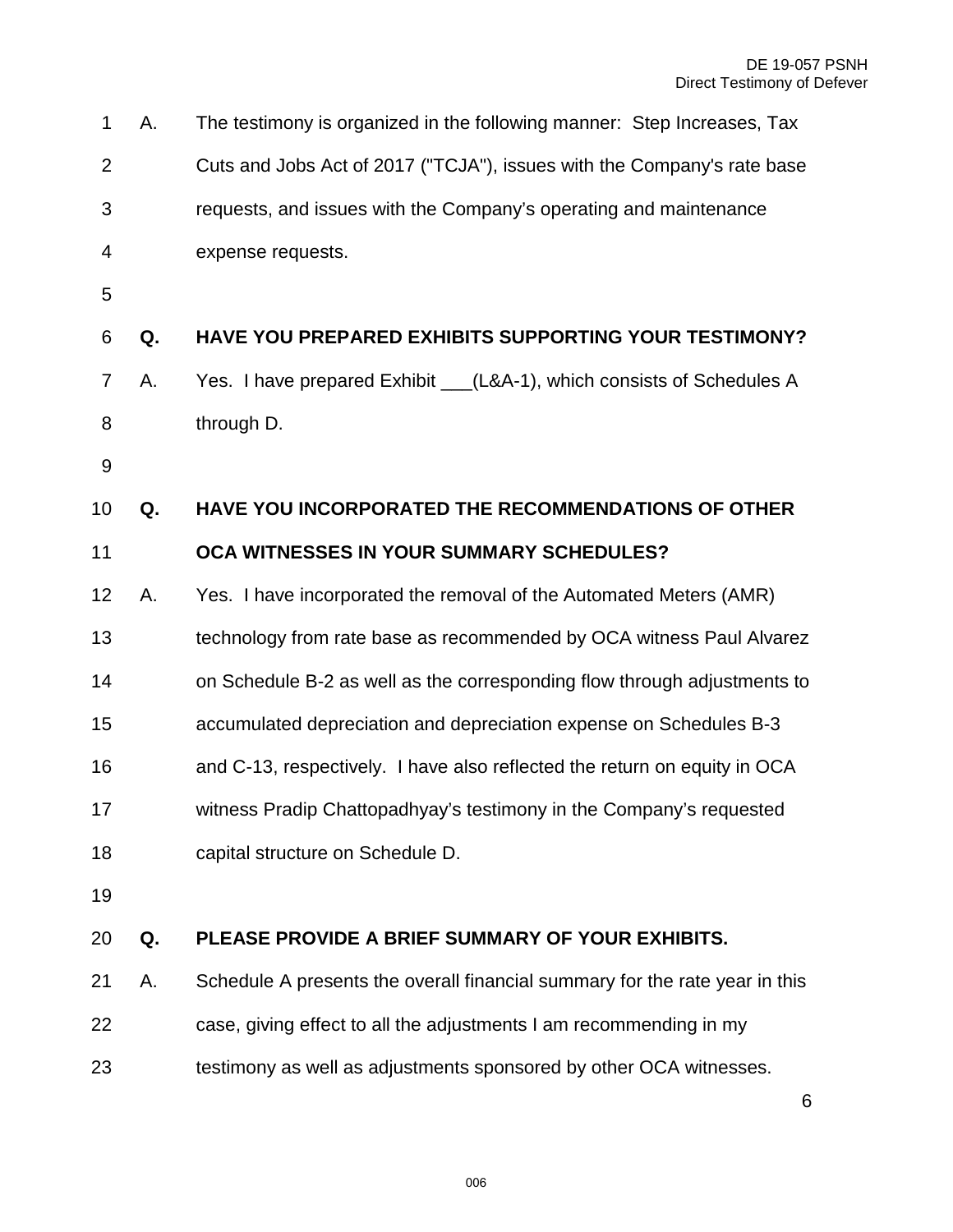A. The testimony is organized in the following manner: Step Increases, Tax Cuts and Jobs Act of 2017 ("TCJA"), issues with the Company's rate base requests, and issues with the Company's operating and maintenance expense requests.

**Q. HAVE YOU PREPARED EXHIBITS SUPPORTING YOUR TESTIMONY?**

A. Yes. I have prepared Exhibit ___(L&A-1), which consists of Schedules A through D.

**Q. HAVE YOU INCORPORATED THE RECOMMENDATIONS OF OTHER OCA WITNESSES IN YOUR SUMMARY SCHEDULES?**

A. Yes. I have incorporated the removal of the Automated Meters (AMR) technology from rate base as recommended by OCA witness Paul Alvarez on Schedule B-2 as well as the corresponding flow through adjustments to accumulated depreciation and depreciation expense on Schedules B-3 and C-13, respectively. I have also reflected the return on equity in OCA witness Pradip Chattopadhyay's testimony in the Company's requested capital structure on Schedule D.

**Q. PLEASE PROVIDE A BRIEF SUMMARY OF YOUR EXHIBITS.**

A. Schedule A presents the overall financial summary for the rate year in this case, giving effect to all the adjustments I am recommending in my testimony as well as adjustments sponsored by other OCA witnesses.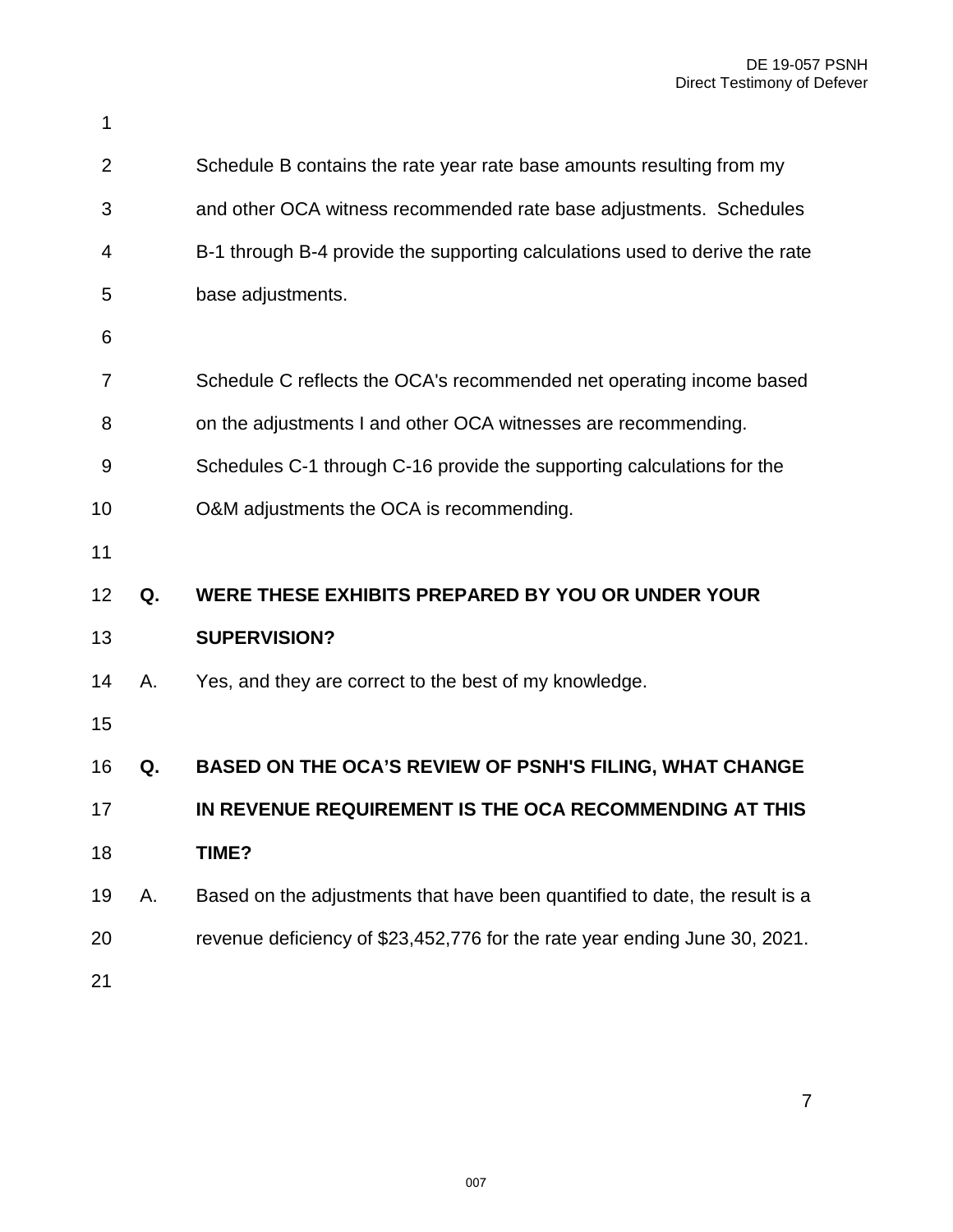Schedule B contains the rate year rate base amounts resulting from my and other OCA witness recommended rate base adjustments. Schedules B-1 through B-4 provide the supporting calculations used to derive the rate base adjustments.

Schedule C reflects the OCA's recommended net operating income based on the adjustments I and other OCA witnesses are recommending. Schedules C-1 through C-16 provide the supporting calculations for the O&M adjustments the OCA is recommending.

**Q. WERE THESE EXHIBITS PREPARED BY YOU OR UNDER YOUR SUPERVISION?**

A. Yes, and they are correct to the best of my knowledge.

**Q. BASED ON THE OCA'S REVIEW OF PSNH'S FILING, WHAT CHANGE IN REVENUE REQUIREMENT IS THE OCA RECOMMENDING AT THIS TIME?**

A. Based on the adjustments that have been quantified to date, the result is a revenue deficiency of $23,452,776 for the rate year ending June 30, 2021.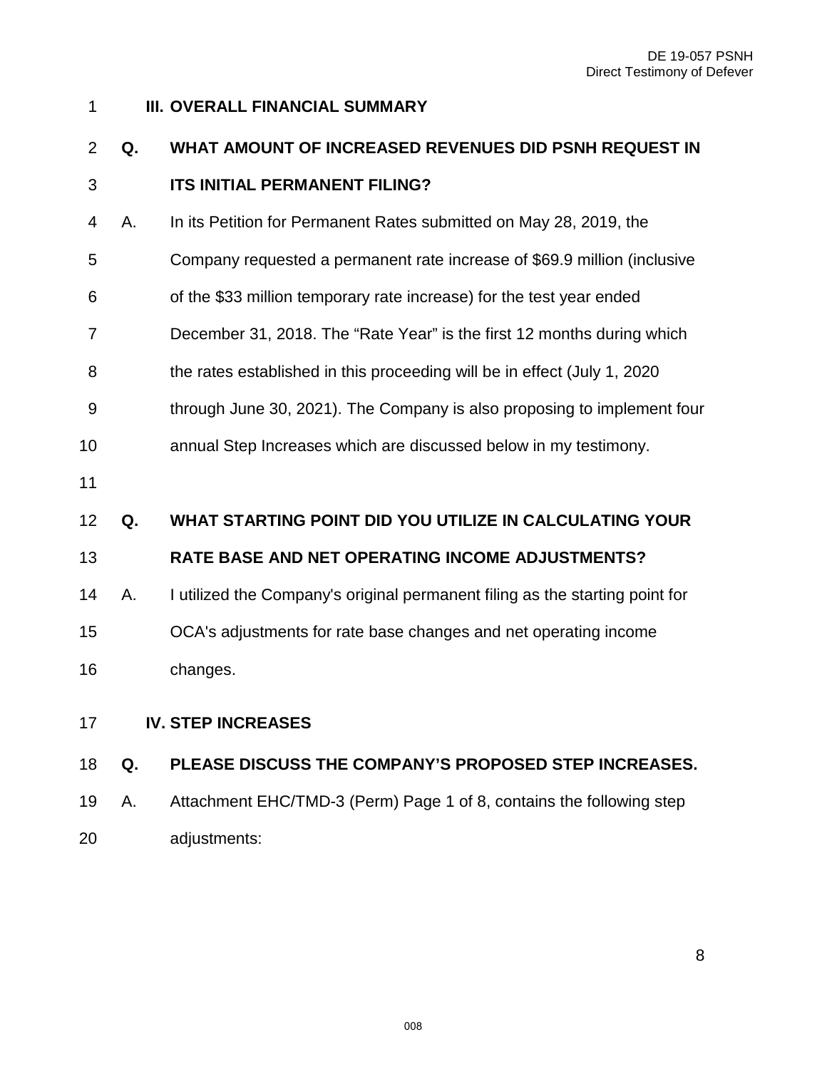## III. OVERALL FINANCIAL SUMMARY

**Q. WHAT AMOUNT OF INCREASED REVENUES DID PSNH REQUEST IN ITS INITIAL PERMANENT FILING?**

A. In its Petition for Permanent Rates submitted on May 28, 2019, the Company requested a permanent rate increase of $69.9 million (inclusive of the $33 million temporary rate increase) for the test year ended December 31, 2018. The “Rate Year” is the first 12 months during which the rates established in this proceeding will be in effect (July 1, 2020 through June 30, 2021). The Company is also proposing to implement four annual Step Increases which are discussed below in my testimony.

**Q. WHAT STARTING POINT DID YOU UTILIZE IN CALCULATING YOUR RATE BASE AND NET OPERATING INCOME ADJUSTMENTS?**

A. I utilized the Company's original permanent filing as the starting point for OCA's adjustments for rate base changes and net operating income changes.

## IV. STEP INCREASES

**Q. PLEASE DISCUSS THE COMPANY’S PROPOSED STEP INCREASES.**

A. Attachment EHC/TMD-3 (Perm) Page 1 of 8, contains the following step adjustments: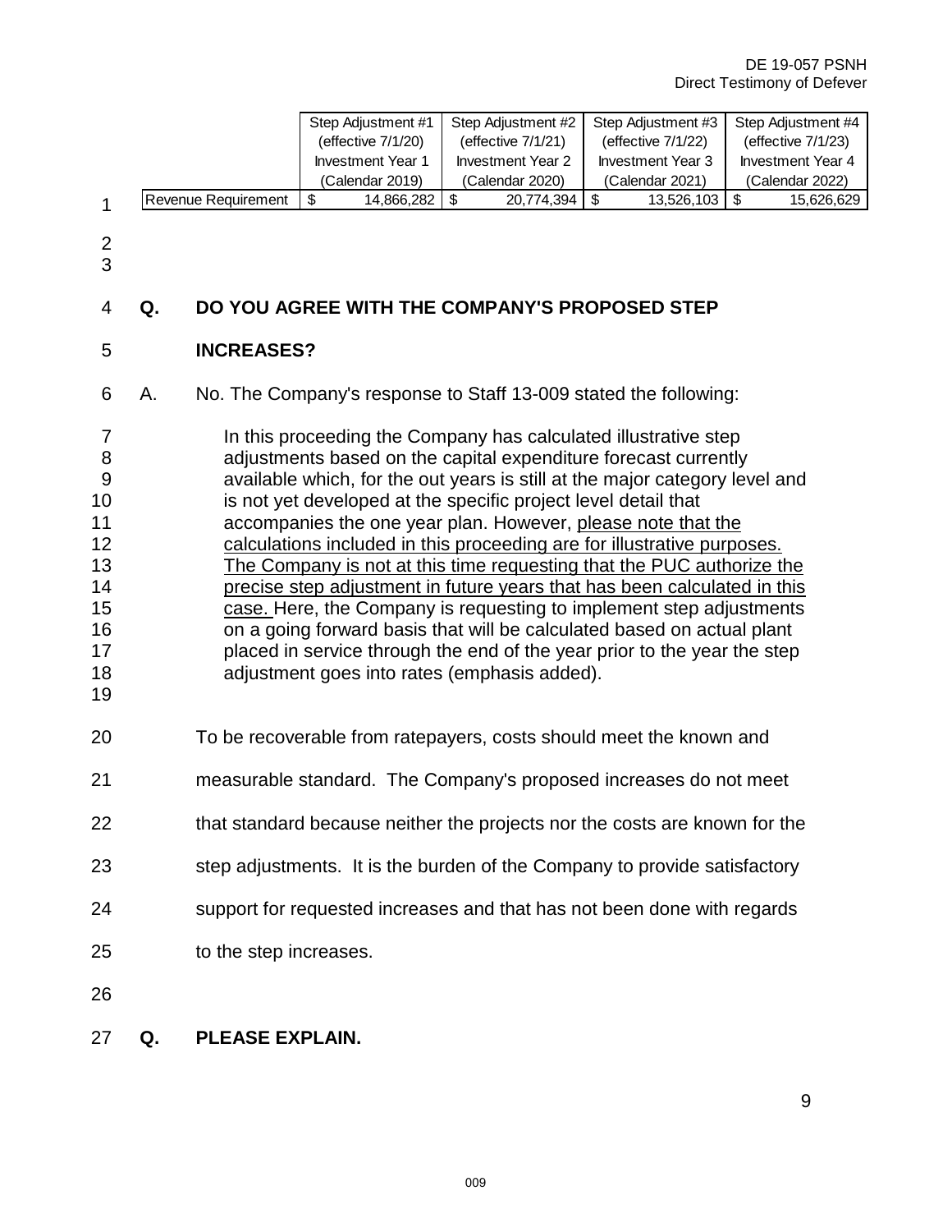| | Step Adjustment #1 (effective 7/1/20) Investment Year 1 (Calendar 2019) | Step Adjustment #2 (effective 7/1/21) Investment Year 2 (Calendar 2020) | Step Adjustment #3 (effective 7/1/22) Investment Year 3 (Calendar 2021) | Step Adjustment #4 (effective 7/1/23) Investment Year 4 (Calendar 2022) |
|---|---|---|---|---|
| Revenue Requirement | $ 14,866,282 | $ 20,774,394 | $ 13,526,103 | $ 15,626,629 |

**Q. DO YOU AGREE WITH THE COMPANY'S PROPOSED STEP INCREASES?**

A. No. The Company's response to Staff 13-009 stated the following:

> In this proceeding the Company has calculated illustrative step adjustments based on the capital expenditure forecast currently available which, for the out years is still at the major category level and is not yet developed at the specific project level detail that accompanies the one year plan. However, <u>please note that the calculations included in this proceeding are for illustrative purposes. The Company is not at this time requesting that the PUC authorize the precise step adjustment in future years that has been calculated in this case.</u> Here, the Company is requesting to implement step adjustments on a going forward basis that will be calculated based on actual plant placed in service through the end of the year prior to the year the step adjustment goes into rates (emphasis added).

To be recoverable from ratepayers, costs should meet the known and measurable standard. The Company's proposed increases do not meet that standard because neither the projects nor the costs are known for the step adjustments. It is the burden of the Company to provide satisfactory support for requested increases and that has not been done with regards to the step increases.

**Q. PLEASE EXPLAIN.**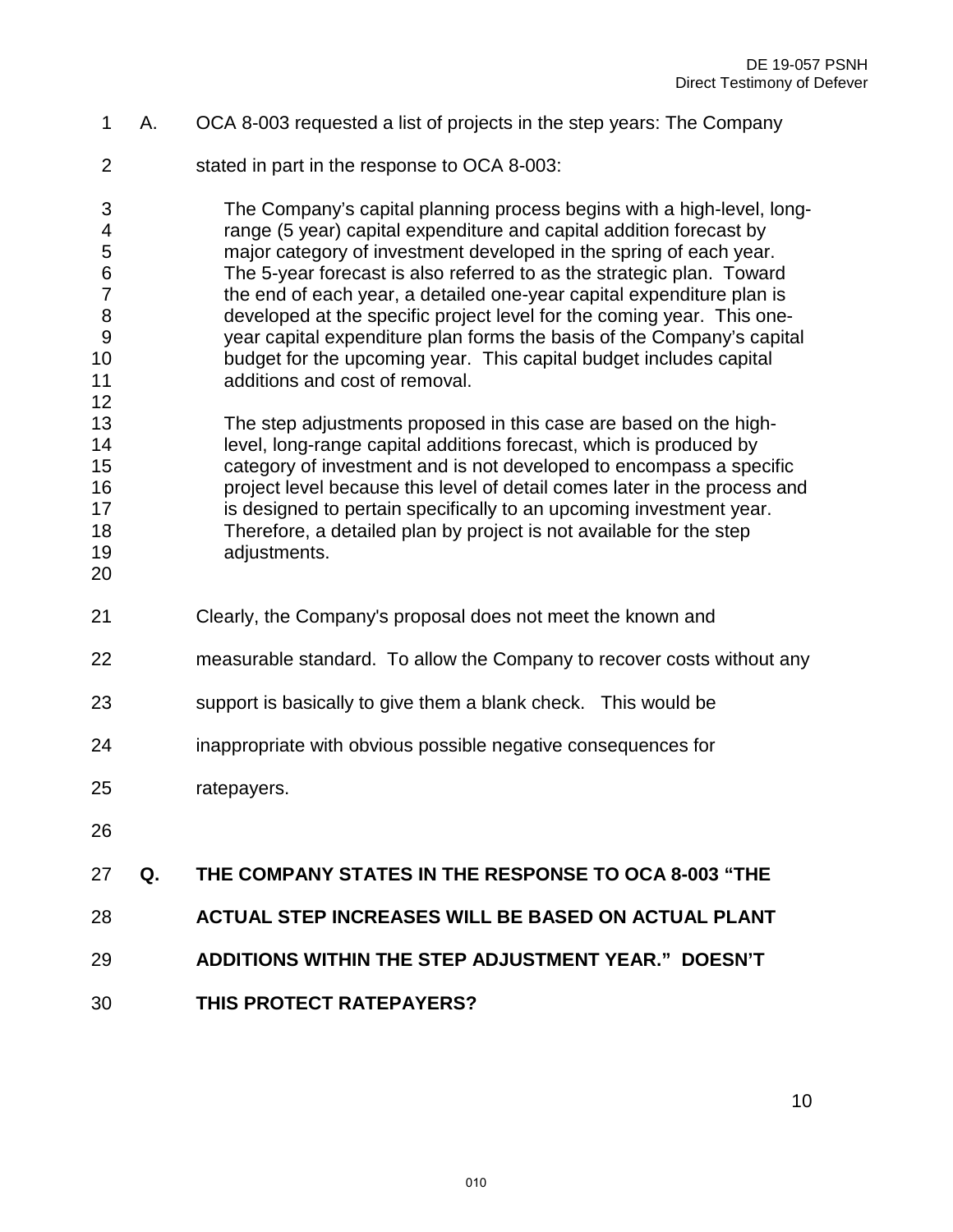A. OCA 8-003 requested a list of projects in the step years: The Company stated in part in the response to OCA 8-003:

> The Company's capital planning process begins with a high-level, long-range (5 year) capital expenditure and capital addition forecast by major category of investment developed in the spring of each year. The 5-year forecast is also referred to as the strategic plan. Toward the end of each year, a detailed one-year capital expenditure plan is developed at the specific project level for the coming year. This one-year capital expenditure plan forms the basis of the Company's capital budget for the upcoming year. This capital budget includes capital additions and cost of removal.
>
> The step adjustments proposed in this case are based on the high-level, long-range capital additions forecast, which is produced by category of investment and is not developed to encompass a specific project level because this level of detail comes later in the process and is designed to pertain specifically to an upcoming investment year. Therefore, a detailed plan by project is not available for the step adjustments.

Clearly, the Company's proposal does not meet the known and measurable standard. To allow the Company to recover costs without any support is basically to give them a blank check. This would be inappropriate with obvious possible negative consequences for ratepayers.

**Q. THE COMPANY STATES IN THE RESPONSE TO OCA 8-003 "THE ACTUAL STEP INCREASES WILL BE BASED ON ACTUAL PLANT ADDITIONS WITHIN THE STEP ADJUSTMENT YEAR." DOESN'T THIS PROTECT RATEPAYERS?**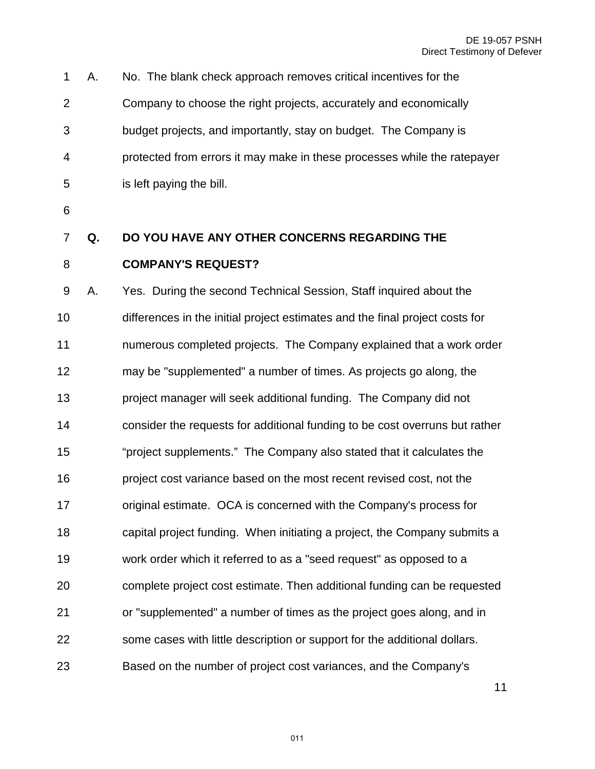A. No. The blank check approach removes critical incentives for the Company to choose the right projects, accurately and economically budget projects, and importantly, stay on budget. The Company is protected from errors it may make in these processes while the ratepayer is left paying the bill.

**Q. DO YOU HAVE ANY OTHER CONCERNS REGARDING THE COMPANY'S REQUEST?**

A. Yes. During the second Technical Session, Staff inquired about the differences in the initial project estimates and the final project costs for numerous completed projects. The Company explained that a work order may be "supplemented" a number of times. As projects go along, the project manager will seek additional funding. The Company did not consider the requests for additional funding to be cost overruns but rather "project supplements." The Company also stated that it calculates the project cost variance based on the most recent revised cost, not the original estimate. OCA is concerned with the Company's process for capital project funding. When initiating a project, the Company submits a work order which it referred to as a "seed request" as opposed to a complete project cost estimate. Then additional funding can be requested or "supplemented" a number of times as the project goes along, and in some cases with little description or support for the additional dollars. Based on the number of project cost variances, and the Company's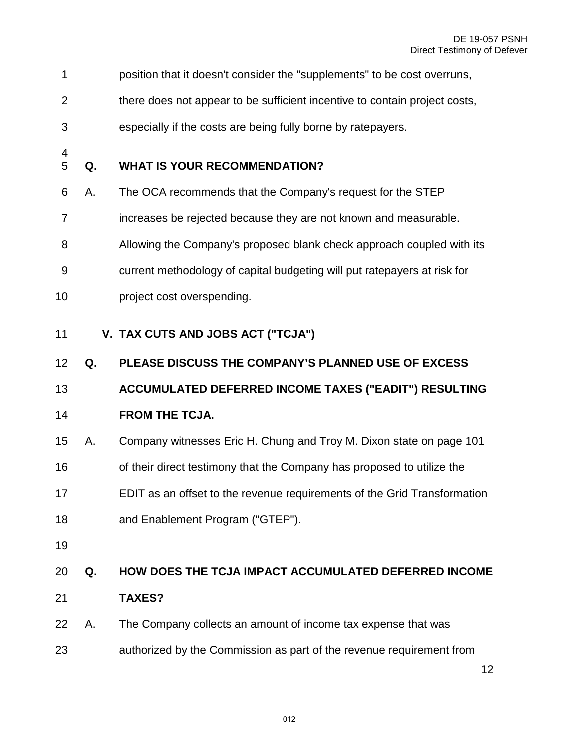position that it doesn't consider the "supplements" to be cost overruns, there does not appear to be sufficient incentive to contain project costs, especially if the costs are being fully borne by ratepayers.

**Q. WHAT IS YOUR RECOMMENDATION?**

A. The OCA recommends that the Company's request for the STEP increases be rejected because they are not known and measurable. Allowing the Company's proposed blank check approach coupled with its current methodology of capital budgeting will put ratepayers at risk for project cost overspending.

## V. TAX CUTS AND JOBS ACT ("TCJA")

**Q. PLEASE DISCUSS THE COMPANY'S PLANNED USE OF EXCESS ACCUMULATED DEFERRED INCOME TAXES ("EADIT") RESULTING FROM THE TCJA.**

A. Company witnesses Eric H. Chung and Troy M. Dixon state on page 101 of their direct testimony that the Company has proposed to utilize the EDIT as an offset to the revenue requirements of the Grid Transformation and Enablement Program ("GTEP").

**Q. HOW DOES THE TCJA IMPACT ACCUMULATED DEFERRED INCOME TAXES?**

A. The Company collects an amount of income tax expense that was authorized by the Commission as part of the revenue requirement from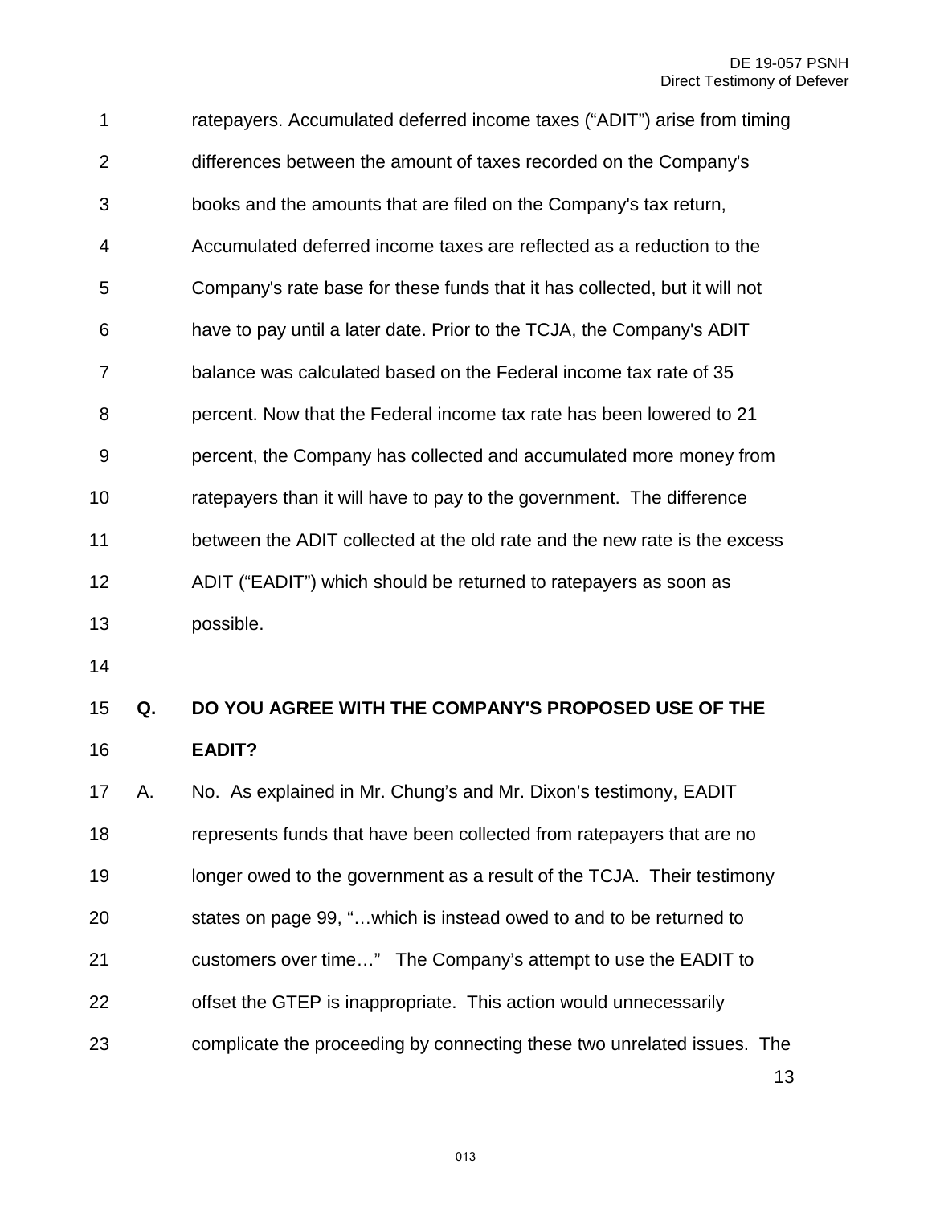ratepayers. Accumulated deferred income taxes ("ADIT") arise from timing differences between the amount of taxes recorded on the Company's books and the amounts that are filed on the Company's tax return, Accumulated deferred income taxes are reflected as a reduction to the Company's rate base for these funds that it has collected, but it will not have to pay until a later date. Prior to the TCJA, the Company's ADIT balance was calculated based on the Federal income tax rate of 35 percent. Now that the Federal income tax rate has been lowered to 21 percent, the Company has collected and accumulated more money from ratepayers than it will have to pay to the government. The difference between the ADIT collected at the old rate and the new rate is the excess ADIT ("EADIT") which should be returned to ratepayers as soon as possible.

**Q. DO YOU AGREE WITH THE COMPANY'S PROPOSED USE OF THE EADIT?**

A. No. As explained in Mr. Chung's and Mr. Dixon's testimony, EADIT represents funds that have been collected from ratepayers that are no longer owed to the government as a result of the TCJA. Their testimony states on page 99, "…which is instead owed to and to be returned to customers over time…" The Company's attempt to use the EADIT to offset the GTEP is inappropriate. This action would unnecessarily complicate the proceeding by connecting these two unrelated issues. The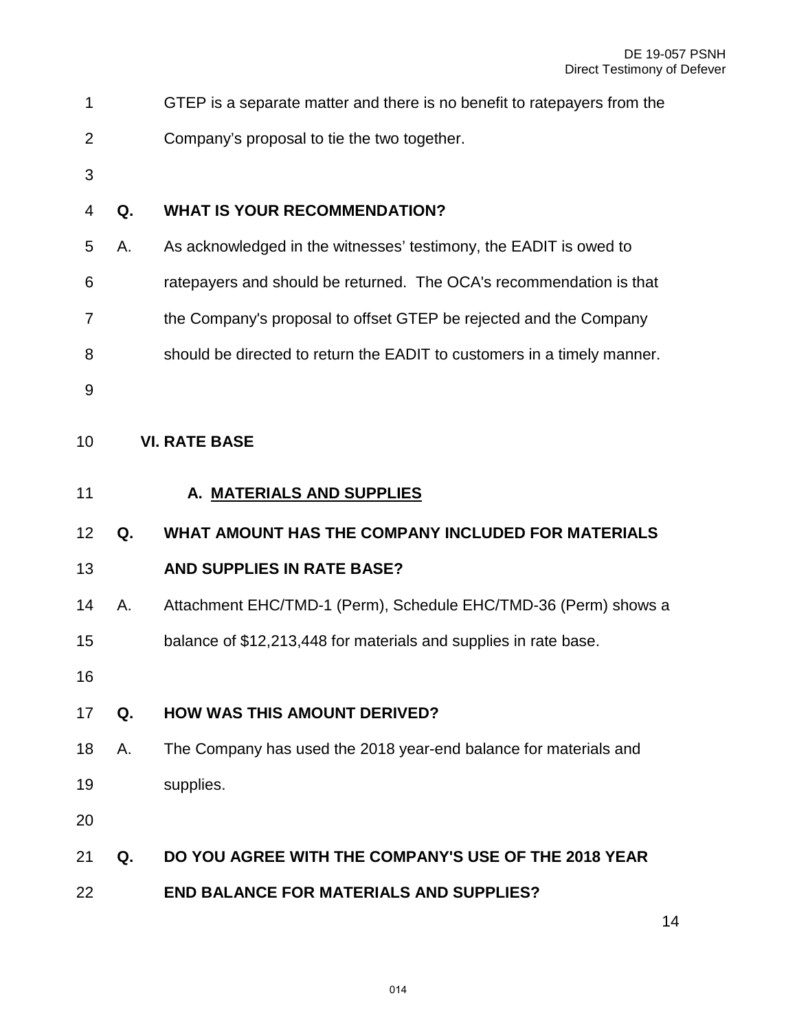GTEP is a separate matter and there is no benefit to ratepayers from the Company's proposal to tie the two together.

**Q. WHAT IS YOUR RECOMMENDATION?**

A. As acknowledged in the witnesses' testimony, the EADIT is owed to ratepayers and should be returned. The OCA's recommendation is that the Company's proposal to offset GTEP be rejected and the Company should be directed to return the EADIT to customers in a timely manner.

## VI. RATE BASE

### A. MATERIALS AND SUPPLIES

**Q. WHAT AMOUNT HAS THE COMPANY INCLUDED FOR MATERIALS AND SUPPLIES IN RATE BASE?**

A. Attachment EHC/TMD-1 (Perm), Schedule EHC/TMD-36 (Perm) shows a balance of $12,213,448 for materials and supplies in rate base.

**Q. HOW WAS THIS AMOUNT DERIVED?**

A. The Company has used the 2018 year-end balance for materials and supplies.

**Q. DO YOU AGREE WITH THE COMPANY'S USE OF THE 2018 YEAR END BALANCE FOR MATERIALS AND SUPPLIES?**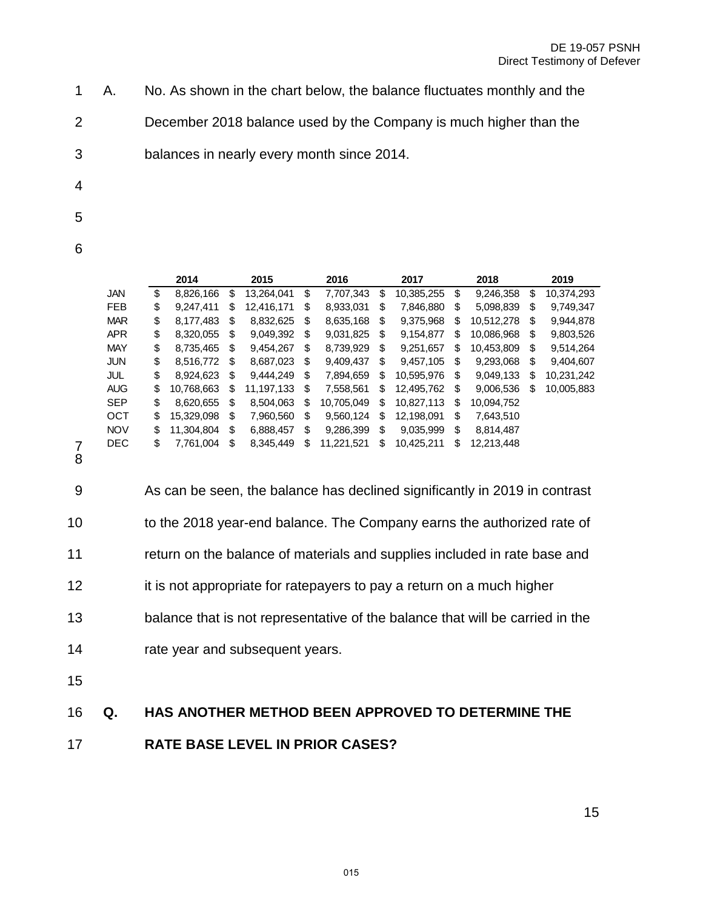A. No. As shown in the chart below, the balance fluctuates monthly and the December 2018 balance used by the Company is much higher than the balances in nearly every month since 2014.

| | 2014 | 2015 | 2016 | 2017 | 2018 | 2019 |
|---|---|---|---|---|---|---|
| JAN | $ 8,826,166 | $ 13,264,041 | $ 7,707,343 | $ 10,385,255 | $ 9,246,358 | $ 10,374,293 |
| FEB | $ 9,247,411 | $ 12,416,171 | $ 8,933,031 | $ 7,846,880 | $ 5,098,839 | $ 9,749,347 |
| MAR | $ 8,177,483 | $ 8,832,625 | $ 8,635,168 | $ 9,375,968 | $ 10,512,278 | $ 9,944,878 |
| APR | $ 8,320,055 | $ 9,049,392 | $ 9,031,825 | $ 9,154,877 | $ 10,086,968 | $ 9,803,526 |
| MAY | $ 8,735,465 | $ 9,454,267 | $ 8,739,929 | $ 9,251,657 | $ 10,453,809 | $ 9,514,264 |
| JUN | $ 8,516,772 | $ 8,687,023 | $ 9,409,437 | $ 9,457,105 | $ 9,293,068 | $ 9,404,607 |
| JUL | $ 8,924,623 | $ 9,444,249 | $ 7,894,659 | $ 10,595,976 | $ 9,049,133 | $ 10,231,242 |
| AUG | $ 10,768,663 | $ 11,197,133 | $ 7,558,561 | $ 12,495,762 | $ 9,006,536 | $ 10,005,883 |
| SEP | $ 8,620,655 | $ 8,504,063 | $ 10,705,049 | $ 10,827,113 | $ 10,094,752 | |
| OCT | $ 15,329,098 | $ 7,960,560 | $ 9,560,124 | $ 12,198,091 | $ 7,643,510 | |
| NOV | $ 11,304,804 | $ 6,888,457 | $ 9,286,399 | $ 9,035,999 | $ 8,814,487 | |
| DEC | $ 7,761,004 | $ 8,345,449 | $ 11,221,521 | $ 10,425,211 | $ 12,213,448 | |

As can be seen, the balance has declined significantly in 2019 in contrast to the 2018 year-end balance. The Company earns the authorized rate of return on the balance of materials and supplies included in rate base and it is not appropriate for ratepayers to pay a return on a much higher balance that is not representative of the balance that will be carried in the rate year and subsequent years.

**Q. HAS ANOTHER METHOD BEEN APPROVED TO DETERMINE THE RATE BASE LEVEL IN PRIOR CASES?**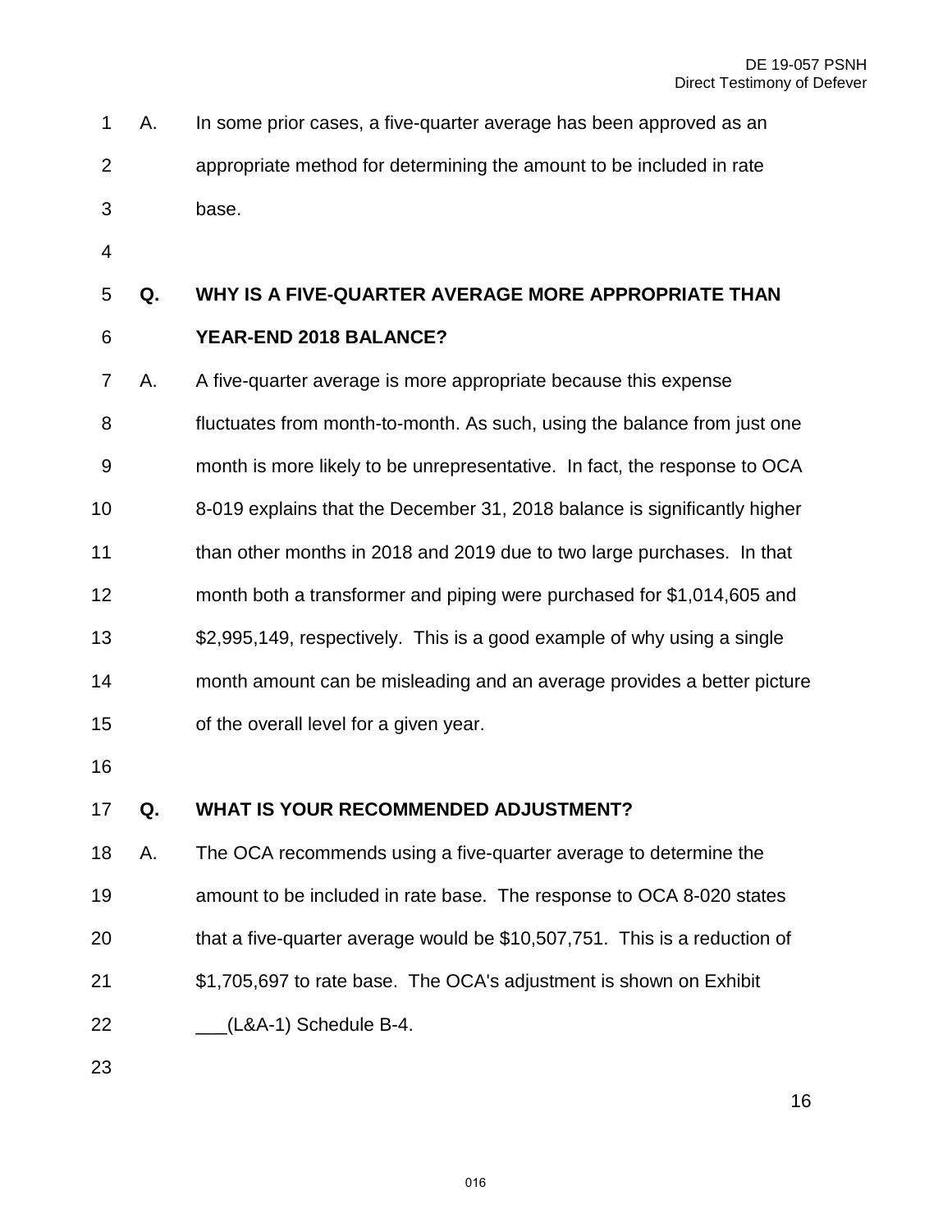A. In some prior cases, a five-quarter average has been approved as an appropriate method for determining the amount to be included in rate base.

**Q. WHY IS A FIVE-QUARTER AVERAGE MORE APPROPRIATE THAN YEAR-END 2018 BALANCE?**

A. A five-quarter average is more appropriate because this expense fluctuates from month-to-month. As such, using the balance from just one month is more likely to be unrepresentative. In fact, the response to OCA 8-019 explains that the December 31, 2018 balance is significantly higher than other months in 2018 and 2019 due to two large purchases. In that month both a transformer and piping were purchased for $1,014,605 and $2,995,149, respectively. This is a good example of why using a single month amount can be misleading and an average provides a better picture of the overall level for a given year.

**Q. WHAT IS YOUR RECOMMENDED ADJUSTMENT?**

A. The OCA recommends using a five-quarter average to determine the amount to be included in rate base. The response to OCA 8-020 states that a five-quarter average would be $10,507,751. This is a reduction of $1,705,697 to rate base. The OCA's adjustment is shown on Exhibit ___(L&A-1) Schedule B-4.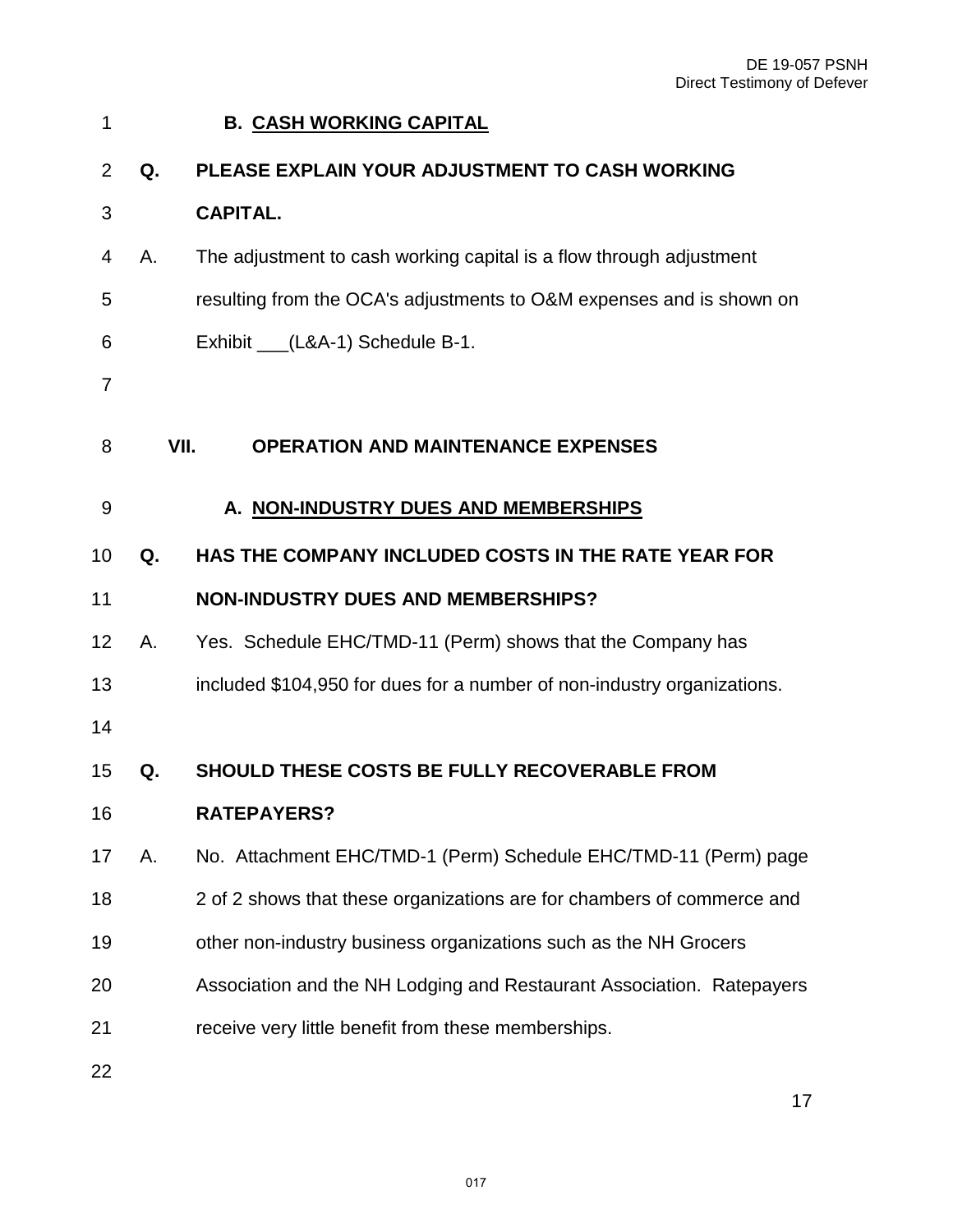### B. CASH WORKING CAPITAL

**Q. PLEASE EXPLAIN YOUR ADJUSTMENT TO CASH WORKING CAPITAL.**

A. The adjustment to cash working capital is a flow through adjustment resulting from the OCA's adjustments to O&M expenses and is shown on Exhibit ___(L&A-1) Schedule B-1.

## VII. OPERATION AND MAINTENANCE EXPENSES

### A. NON-INDUSTRY DUES AND MEMBERSHIPS

**Q. HAS THE COMPANY INCLUDED COSTS IN THE RATE YEAR FOR NON-INDUSTRY DUES AND MEMBERSHIPS?**

A. Yes. Schedule EHC/TMD-11 (Perm) shows that the Company has included $104,950 for dues for a number of non-industry organizations.

**Q. SHOULD THESE COSTS BE FULLY RECOVERABLE FROM RATEPAYERS?**

A. No. Attachment EHC/TMD-1 (Perm) Schedule EHC/TMD-11 (Perm) page 2 of 2 shows that these organizations are for chambers of commerce and other non-industry business organizations such as the NH Grocers Association and the NH Lodging and Restaurant Association. Ratepayers receive very little benefit from these memberships.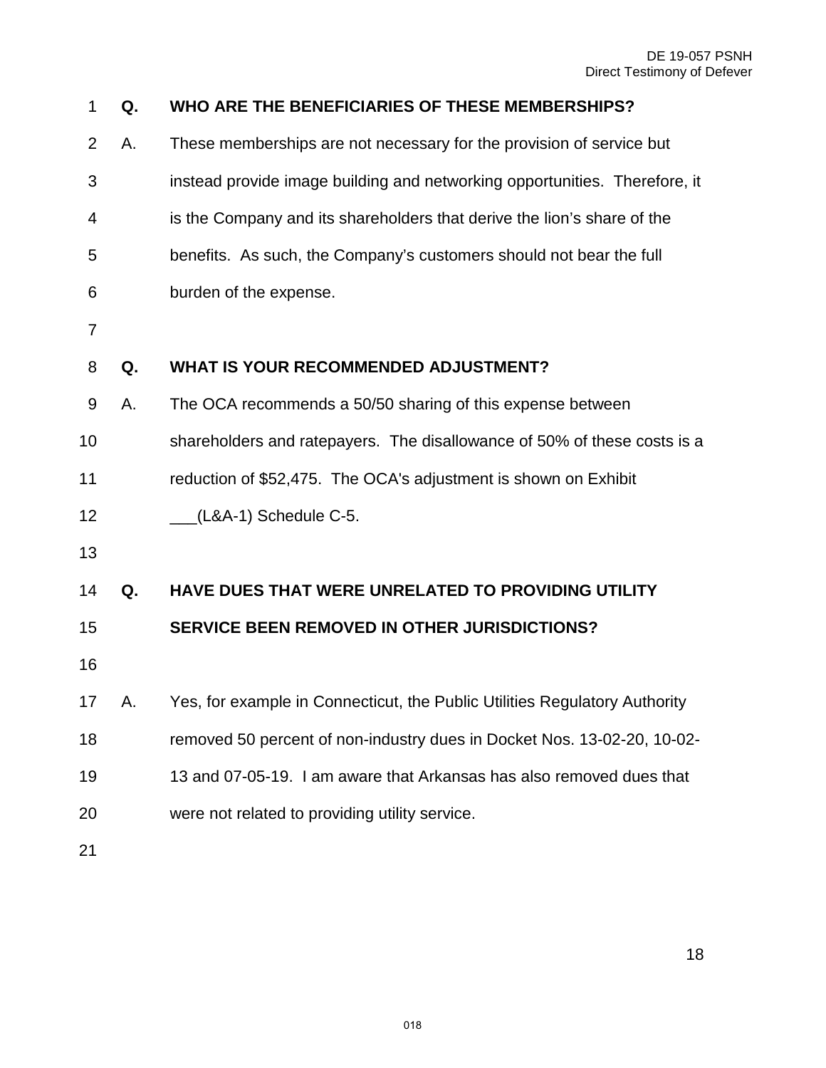**Q. WHO ARE THE BENEFICIARIES OF THESE MEMBERSHIPS?**

A. These memberships are not necessary for the provision of service but instead provide image building and networking opportunities. Therefore, it is the Company and its shareholders that derive the lion's share of the benefits. As such, the Company's customers should not bear the full burden of the expense.

**Q. WHAT IS YOUR RECOMMENDED ADJUSTMENT?**

A. The OCA recommends a 50/50 sharing of this expense between shareholders and ratepayers. The disallowance of 50% of these costs is a reduction of $52,475. The OCA's adjustment is shown on Exhibit ___(L&A-1) Schedule C-5.

**Q. HAVE DUES THAT WERE UNRELATED TO PROVIDING UTILITY SERVICE BEEN REMOVED IN OTHER JURISDICTIONS?**

A. Yes, for example in Connecticut, the Public Utilities Regulatory Authority removed 50 percent of non-industry dues in Docket Nos. 13-02-20, 10-02-13 and 07-05-19. I am aware that Arkansas has also removed dues that were not related to providing utility service.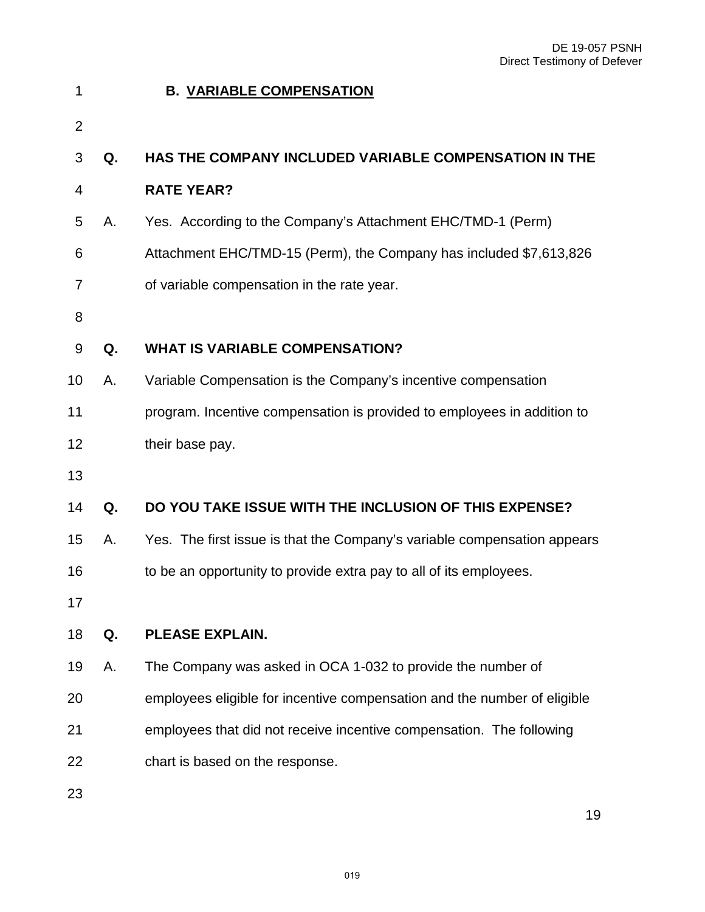### B. VARIABLE COMPENSATION

**Q. HAS THE COMPANY INCLUDED VARIABLE COMPENSATION IN THE RATE YEAR?**

A. Yes. According to the Company's Attachment EHC/TMD-1 (Perm) Attachment EHC/TMD-15 (Perm), the Company has included $7,613,826 of variable compensation in the rate year.

**Q. WHAT IS VARIABLE COMPENSATION?**

A. Variable Compensation is the Company's incentive compensation program. Incentive compensation is provided to employees in addition to their base pay.

**Q. DO YOU TAKE ISSUE WITH THE INCLUSION OF THIS EXPENSE?**

A. Yes. The first issue is that the Company's variable compensation appears to be an opportunity to provide extra pay to all of its employees.

**Q. PLEASE EXPLAIN.**

A. The Company was asked in OCA 1-032 to provide the number of employees eligible for incentive compensation and the number of eligible employees that did not receive incentive compensation. The following chart is based on the response.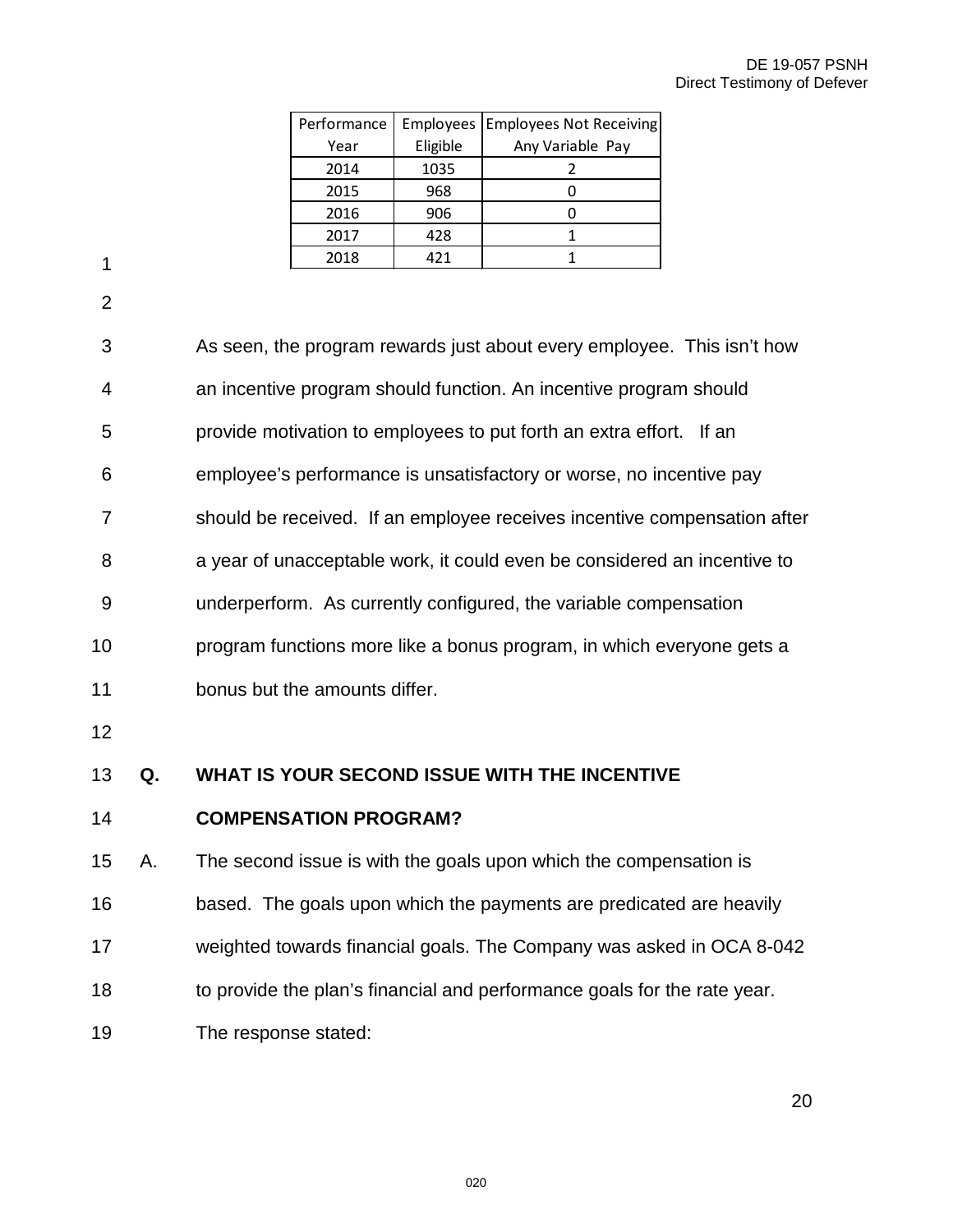| Performance Year | Employees Eligible | Employees Not Receiving Any Variable Pay |
|---|---|---|
| 2014 | 1035 | 2 |
| 2015 | 968 | 0 |
| 2016 | 906 | 0 |
| 2017 | 428 | 1 |
| 2018 | 421 | 1 |

As seen, the program rewards just about every employee. This isn't how an incentive program should function. An incentive program should provide motivation to employees to put forth an extra effort. If an employee's performance is unsatisfactory or worse, no incentive pay should be received. If an employee receives incentive compensation after a year of unacceptable work, it could even be considered an incentive to underperform. As currently configured, the variable compensation program functions more like a bonus program, in which everyone gets a bonus but the amounts differ.

**Q. WHAT IS YOUR SECOND ISSUE WITH THE INCENTIVE COMPENSATION PROGRAM?**

A. The second issue is with the goals upon which the compensation is based. The goals upon which the payments are predicated are heavily weighted towards financial goals. The Company was asked in OCA 8-042 to provide the plan's financial and performance goals for the rate year. The response stated: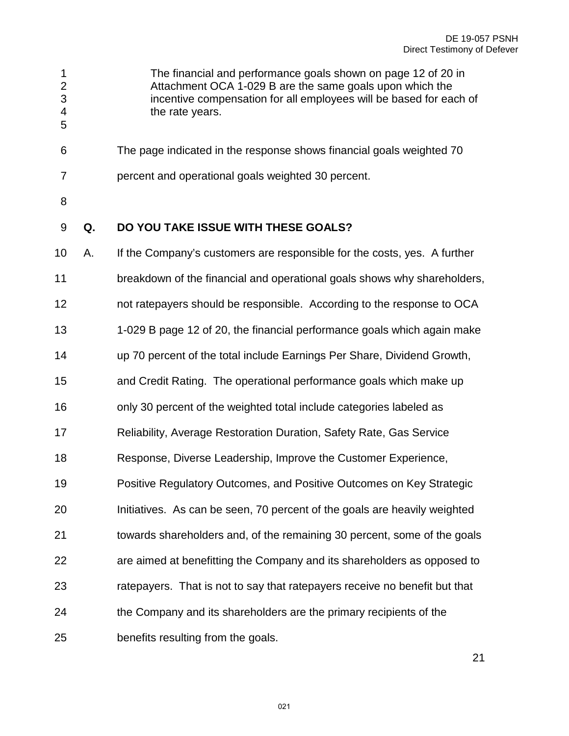> The financial and performance goals shown on page 12 of 20 in Attachment OCA 1-029 B are the same goals upon which the incentive compensation for all employees will be based for each of the rate years.

The page indicated in the response shows financial goals weighted 70 percent and operational goals weighted 30 percent.

**Q. DO YOU TAKE ISSUE WITH THESE GOALS?**

A. If the Company's customers are responsible for the costs, yes. A further breakdown of the financial and operational goals shows why shareholders, not ratepayers should be responsible. According to the response to OCA 1-029 B page 12 of 20, the financial performance goals which again make up 70 percent of the total include Earnings Per Share, Dividend Growth, and Credit Rating. The operational performance goals which make up only 30 percent of the weighted total include categories labeled as Reliability, Average Restoration Duration, Safety Rate, Gas Service Response, Diverse Leadership, Improve the Customer Experience, Positive Regulatory Outcomes, and Positive Outcomes on Key Strategic Initiatives. As can be seen, 70 percent of the goals are heavily weighted towards shareholders and, of the remaining 30 percent, some of the goals are aimed at benefitting the Company and its shareholders as opposed to ratepayers. That is not to say that ratepayers receive no benefit but that the Company and its shareholders are the primary recipients of the benefits resulting from the goals.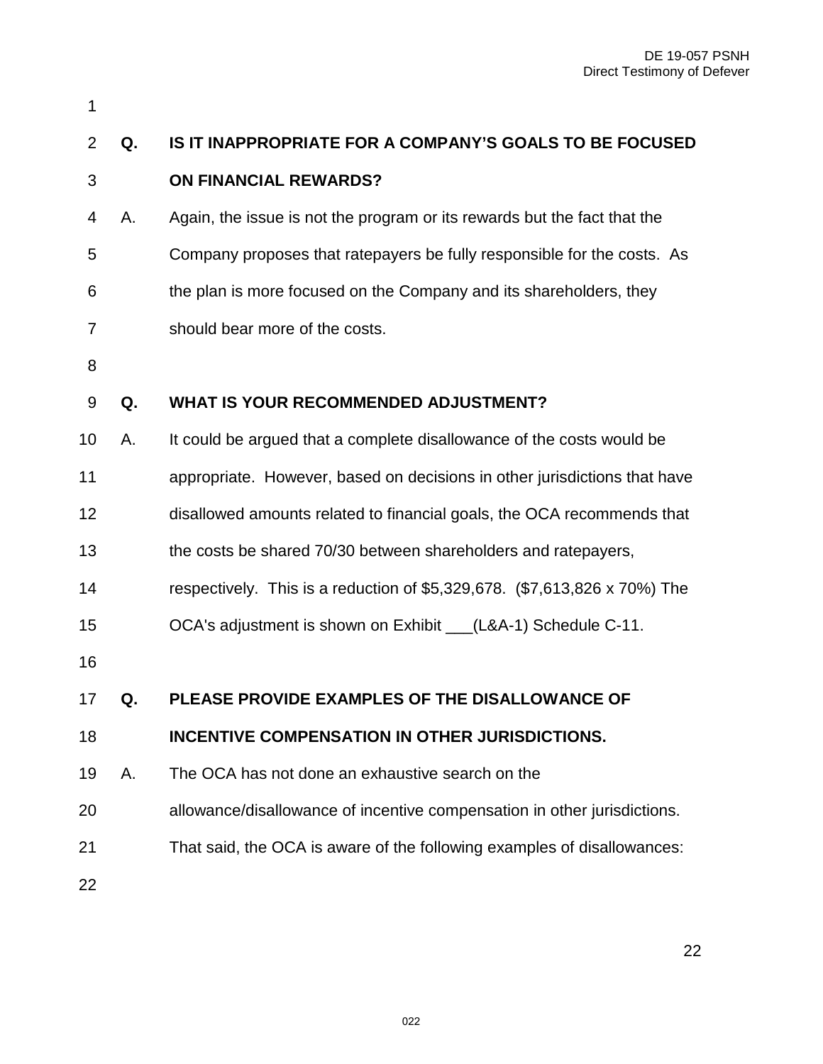**Q. IS IT INAPPROPRIATE FOR A COMPANY'S GOALS TO BE FOCUSED ON FINANCIAL REWARDS?**

A. Again, the issue is not the program or its rewards but the fact that the Company proposes that ratepayers be fully responsible for the costs. As the plan is more focused on the Company and its shareholders, they should bear more of the costs.

**Q. WHAT IS YOUR RECOMMENDED ADJUSTMENT?**

A. It could be argued that a complete disallowance of the costs would be appropriate. However, based on decisions in other jurisdictions that have disallowed amounts related to financial goals, the OCA recommends that the costs be shared 70/30 between shareholders and ratepayers, respectively. This is a reduction of $5,329,678. ($7,613,826 x 70%) The OCA's adjustment is shown on Exhibit ___(L&A-1) Schedule C-11.

**Q. PLEASE PROVIDE EXAMPLES OF THE DISALLOWANCE OF INCENTIVE COMPENSATION IN OTHER JURISDICTIONS.**

A. The OCA has not done an exhaustive search on the allowance/disallowance of incentive compensation in other jurisdictions. That said, the OCA is aware of the following examples of disallowances: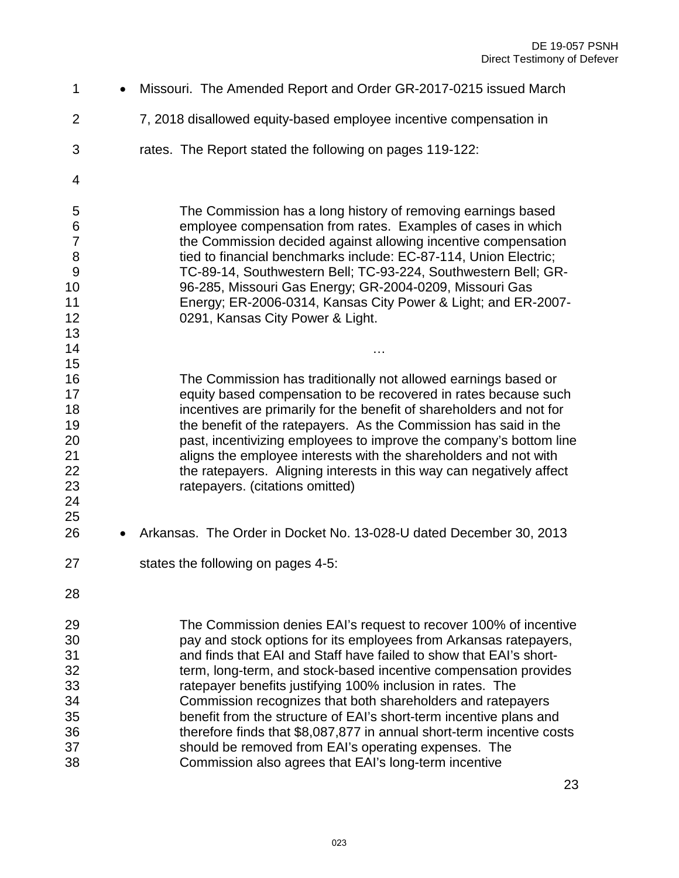- Missouri. The Amended Report and Order GR-2017-0215 issued March 7, 2018 disallowed equity-based employee incentive compensation in rates. The Report stated the following on pages 119-122:

> The Commission has a long history of removing earnings based employee compensation from rates. Examples of cases in which the Commission decided against allowing incentive compensation tied to financial benchmarks include: EC-87-114, Union Electric; TC-89-14, Southwestern Bell; TC-93-224, Southwestern Bell; GR-96-285, Missouri Gas Energy; GR-2004-0209, Missouri Gas Energy; ER-2006-0314, Kansas City Power & Light; and ER-2007-0291, Kansas City Power & Light.
>
> …
>
> The Commission has traditionally not allowed earnings based or equity based compensation to be recovered in rates because such incentives are primarily for the benefit of shareholders and not for the benefit of the ratepayers. As the Commission has said in the past, incentivizing employees to improve the company's bottom line aligns the employee interests with the shareholders and not with the ratepayers. Aligning interests in this way can negatively affect ratepayers. (citations omitted)

- Arkansas. The Order in Docket No. 13-028-U dated December 30, 2013 states the following on pages 4-5:

> The Commission denies EAI's request to recover 100% of incentive pay and stock options for its employees from Arkansas ratepayers, and finds that EAI and Staff have failed to show that EAI's short-term, long-term, and stock-based incentive compensation provides ratepayer benefits justifying 100% inclusion in rates. The Commission recognizes that both shareholders and ratepayers benefit from the structure of EAI's short-term incentive plans and therefore finds that $8,087,877 in annual short-term incentive costs should be removed from EAI's operating expenses. The Commission also agrees that EAI's long-term incentive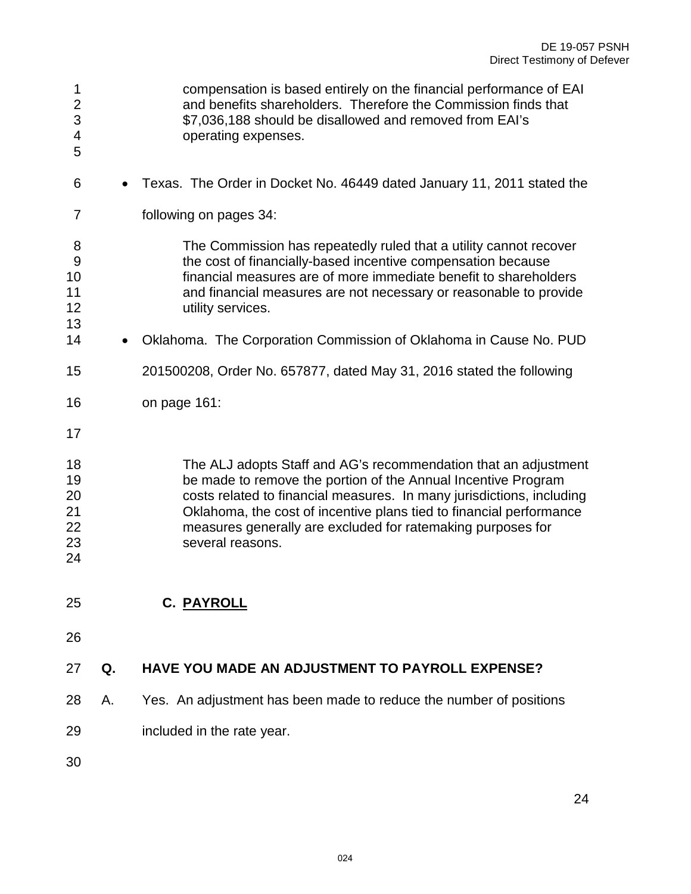> compensation is based entirely on the financial performance of EAI and benefits shareholders. Therefore the Commission finds that $7,036,188 should be disallowed and removed from EAI's operating expenses.

- Texas. The Order in Docket No. 46449 dated January 11, 2011 stated the following on pages 34:

> The Commission has repeatedly ruled that a utility cannot recover the cost of financially-based incentive compensation because financial measures are of more immediate benefit to shareholders and financial measures are not necessary or reasonable to provide utility services.

- Oklahoma. The Corporation Commission of Oklahoma in Cause No. PUD 201500208, Order No. 657877, dated May 31, 2016 stated the following on page 161:

> The ALJ adopts Staff and AG's recommendation that an adjustment be made to remove the portion of the Annual Incentive Program costs related to financial measures. In many jurisdictions, including Oklahoma, the cost of incentive plans tied to financial performance measures generally are excluded for ratemaking purposes for several reasons.

## C. PAYROLL

**Q. HAVE YOU MADE AN ADJUSTMENT TO PAYROLL EXPENSE?**

A. Yes. An adjustment has been made to reduce the number of positions included in the rate year.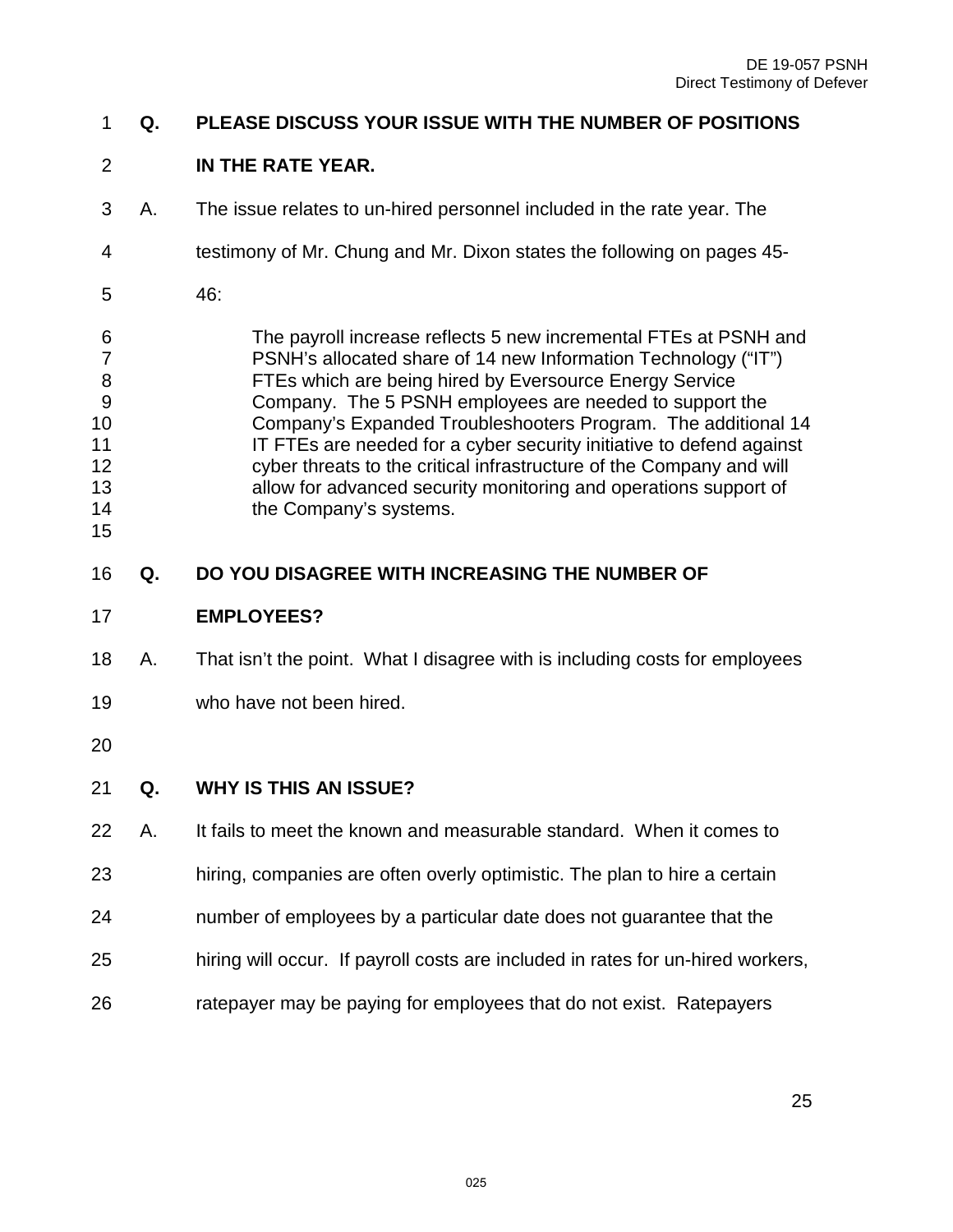**Q. PLEASE DISCUSS YOUR ISSUE WITH THE NUMBER OF POSITIONS IN THE RATE YEAR.**

A. The issue relates to un-hired personnel included in the rate year. The testimony of Mr. Chung and Mr. Dixon states the following on pages 45-46:

> The payroll increase reflects 5 new incremental FTEs at PSNH and PSNH's allocated share of 14 new Information Technology ("IT") FTEs which are being hired by Eversource Energy Service Company. The 5 PSNH employees are needed to support the Company's Expanded Troubleshooters Program. The additional 14 IT FTEs are needed for a cyber security initiative to defend against cyber threats to the critical infrastructure of the Company and will allow for advanced security monitoring and operations support of the Company's systems.

**Q. DO YOU DISAGREE WITH INCREASING THE NUMBER OF EMPLOYEES?**

A. That isn't the point. What I disagree with is including costs for employees who have not been hired.

**Q. WHY IS THIS AN ISSUE?**

A. It fails to meet the known and measurable standard. When it comes to hiring, companies are often overly optimistic. The plan to hire a certain number of employees by a particular date does not guarantee that the hiring will occur. If payroll costs are included in rates for un-hired workers, ratepayer may be paying for employees that do not exist. Ratepayers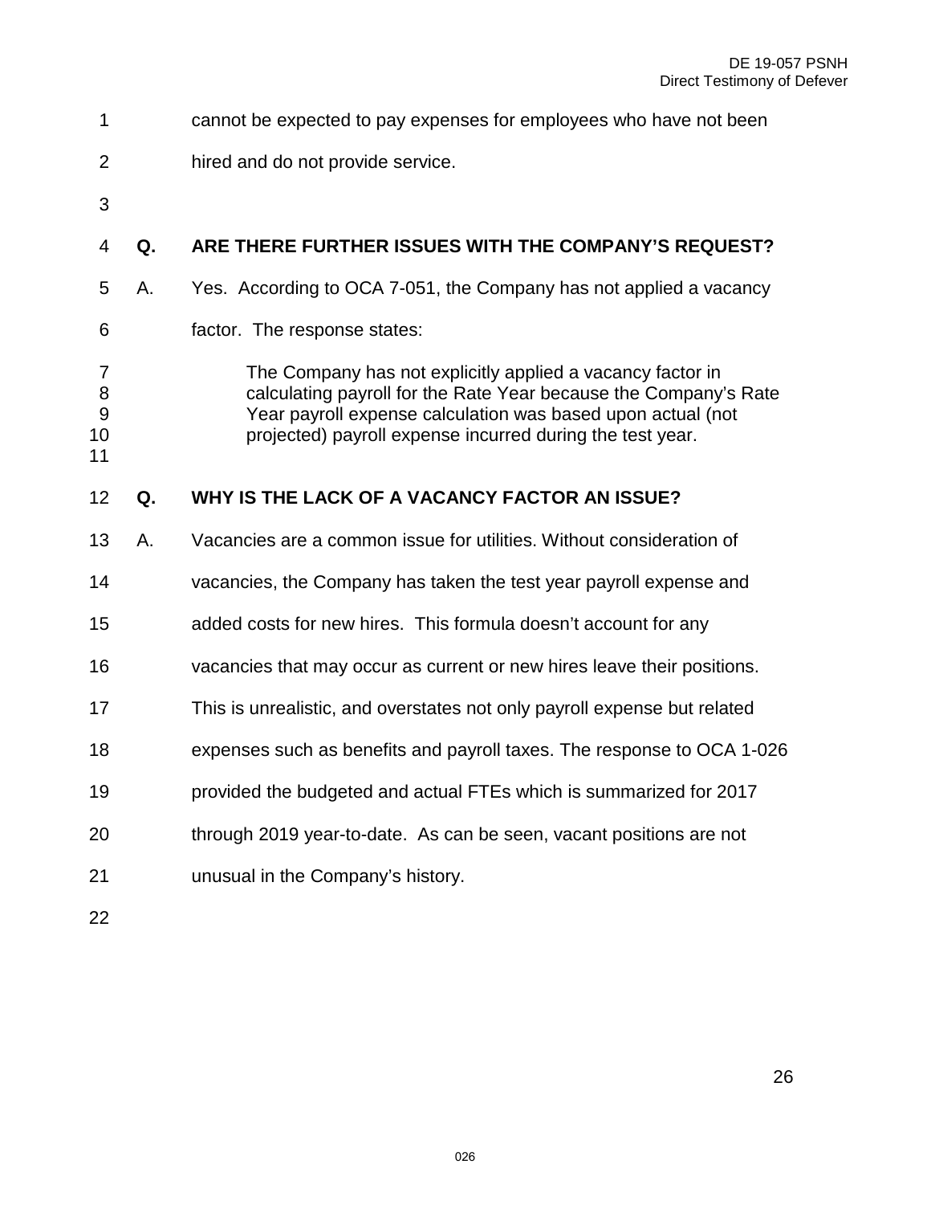cannot be expected to pay expenses for employees who have not been hired and do not provide service.

**Q. ARE THERE FURTHER ISSUES WITH THE COMPANY'S REQUEST?**

A. Yes. According to OCA 7-051, the Company has not applied a vacancy factor. The response states:

> The Company has not explicitly applied a vacancy factor in calculating payroll for the Rate Year because the Company's Rate Year payroll expense calculation was based upon actual (not projected) payroll expense incurred during the test year.

**Q. WHY IS THE LACK OF A VACANCY FACTOR AN ISSUE?**

A. Vacancies are a common issue for utilities. Without consideration of vacancies, the Company has taken the test year payroll expense and added costs for new hires. This formula doesn't account for any vacancies that may occur as current or new hires leave their positions. This is unrealistic, and overstates not only payroll expense but related expenses such as benefits and payroll taxes. The response to OCA 1-026 provided the budgeted and actual FTEs which is summarized for 2017 through 2019 year-to-date. As can be seen, vacant positions are not unusual in the Company's history.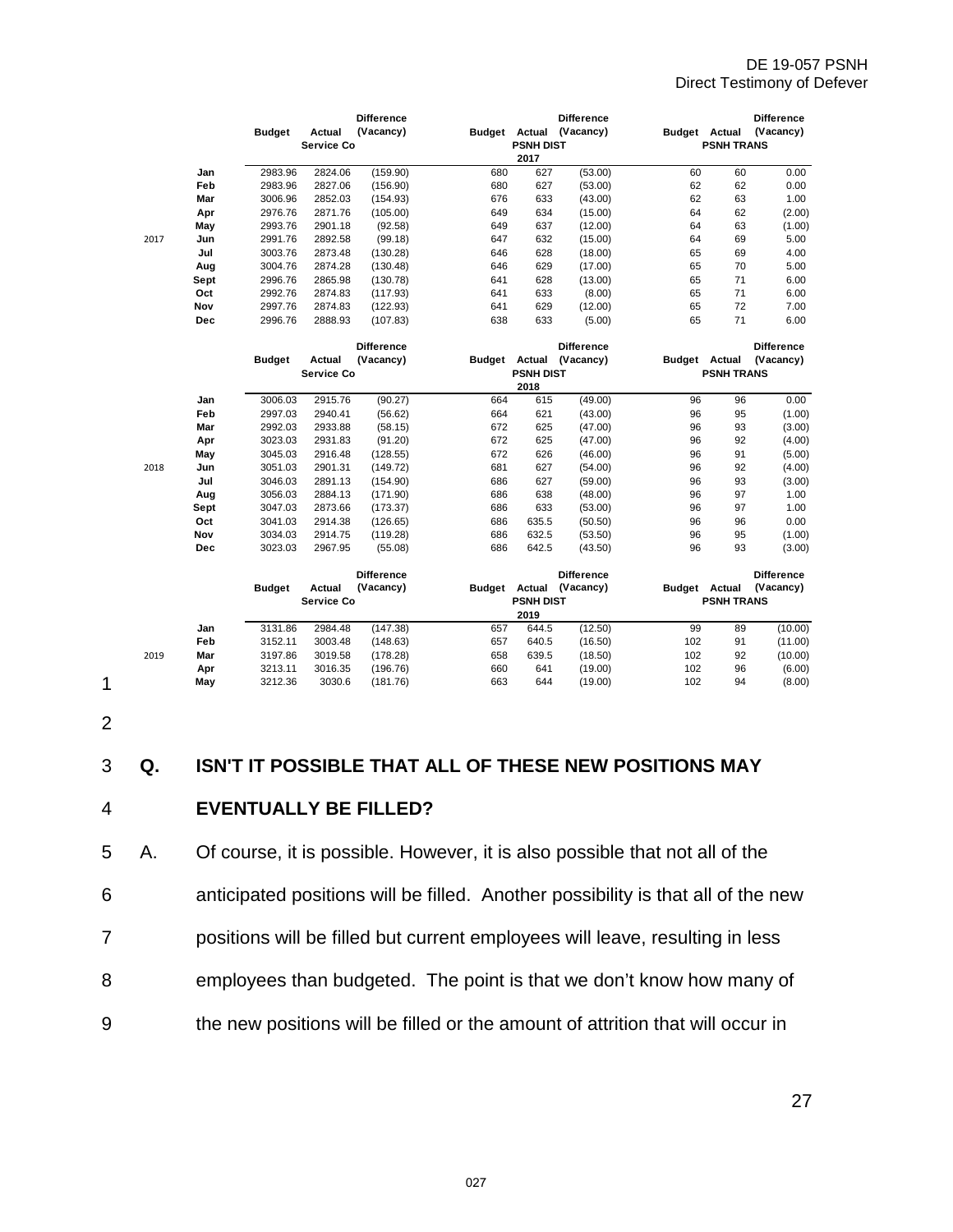| Year | Month | Service Co Budget | Service Co Actual | Service Co Difference (Vacancy) | PSNH DIST Budget | PSNH DIST Actual | PSNH DIST Difference (Vacancy) | PSNH TRANS Budget | PSNH TRANS Actual | PSNH TRANS Difference (Vacancy) |
|---|---|---|---|---|---|---|---|---|---|---|
| 2017 | Jan | 2983.96 | 2824.06 | (159.90) | 680 | 627 | (53.00) | 60 | 60 | 0.00 |
| | Feb | 2983.96 | 2827.06 | (156.90) | 680 | 627 | (53.00) | 62 | 62 | 0.00 |
| | Mar | 3006.96 | 2852.03 | (154.93) | 676 | 633 | (43.00) | 62 | 63 | 1.00 |
| | Apr | 2976.76 | 2871.76 | (105.00) | 649 | 634 | (15.00) | 64 | 62 | (2.00) |
| | May | 2993.76 | 2901.18 | (92.58) | 649 | 637 | (12.00) | 64 | 63 | (1.00) |
| | Jun | 2991.76 | 2892.58 | (99.18) | 647 | 632 | (15.00) | 64 | 69 | 5.00 |
| | Jul | 3003.76 | 2873.48 | (130.28) | 646 | 628 | (18.00) | 65 | 69 | 4.00 |
| | Aug | 3004.76 | 2874.28 | (130.48) | 646 | 629 | (17.00) | 65 | 70 | 5.00 |
| | Sept | 2996.76 | 2865.98 | (130.78) | 641 | 628 | (13.00) | 65 | 71 | 6.00 |
| | Oct | 2992.76 | 2874.83 | (117.93) | 641 | 633 | (8.00) | 65 | 71 | 6.00 |
| | Nov | 2997.76 | 2874.83 | (122.93) | 641 | 629 | (12.00) | 65 | 72 | 7.00 |
| | Dec | 2996.76 | 2888.93 | (107.83) | 638 | 633 | (5.00) | 65 | 71 | 6.00 |
| 2018 | Jan | 3006.03 | 2915.76 | (90.27) | 664 | 615 | (49.00) | 96 | 96 | 0.00 |
| | Feb | 2997.03 | 2940.41 | (56.62) | 664 | 621 | (43.00) | 96 | 95 | (1.00) |
| | Mar | 2992.03 | 2933.88 | (58.15) | 672 | 625 | (47.00) | 96 | 93 | (3.00) |
| | Apr | 3023.03 | 2931.83 | (91.20) | 672 | 625 | (47.00) | 96 | 92 | (4.00) |
| | May | 3045.03 | 2916.48 | (128.55) | 672 | 626 | (46.00) | 96 | 91 | (5.00) |
| | Jun | 3051.03 | 2901.31 | (149.72) | 681 | 627 | (54.00) | 96 | 92 | (4.00) |
| | Jul | 3046.03 | 2891.13 | (154.90) | 686 | 627 | (59.00) | 96 | 93 | (3.00) |
| | Aug | 3056.03 | 2884.13 | (171.90) | 686 | 638 | (48.00) | 96 | 97 | 1.00 |
| | Sept | 3047.03 | 2873.66 | (173.37) | 686 | 633 | (53.00) | 96 | 97 | 1.00 |
| | Oct | 3041.03 | 2914.38 | (126.65) | 686 | 635.5 | (50.50) | 96 | 96 | 0.00 |
| | Nov | 3034.03 | 2914.75 | (119.28) | 686 | 632.5 | (53.50) | 96 | 95 | (1.00) |
| | Dec | 3023.03 | 2967.95 | (55.08) | 686 | 642.5 | (43.50) | 96 | 93 | (3.00) |
| 2019 | Jan | 3131.86 | 2984.48 | (147.38) | 657 | 644.5 | (12.50) | 99 | 89 | (10.00) |
| | Feb | 3152.11 | 3003.48 | (148.63) | 657 | 640.5 | (16.50) | 102 | 91 | (11.00) |
| | Mar | 3197.86 | 3019.58 | (178.28) | 658 | 639.5 | (18.50) | 102 | 92 | (10.00) |
| | Apr | 3213.11 | 3016.35 | (196.76) | 660 | 641 | (19.00) | 102 | 96 | (6.00) |
| | May | 3212.36 | 3030.6 | (181.76) | 663 | 644 | (19.00) | 102 | 94 | (8.00) |

**Q. ISN'T IT POSSIBLE THAT ALL OF THESE NEW POSITIONS MAY EVENTUALLY BE FILLED?**

A. Of course, it is possible. However, it is also possible that not all of the anticipated positions will be filled. Another possibility is that all of the new positions will be filled but current employees will leave, resulting in less employees than budgeted. The point is that we don't know how many of the new positions will be filled or the amount of attrition that will occur in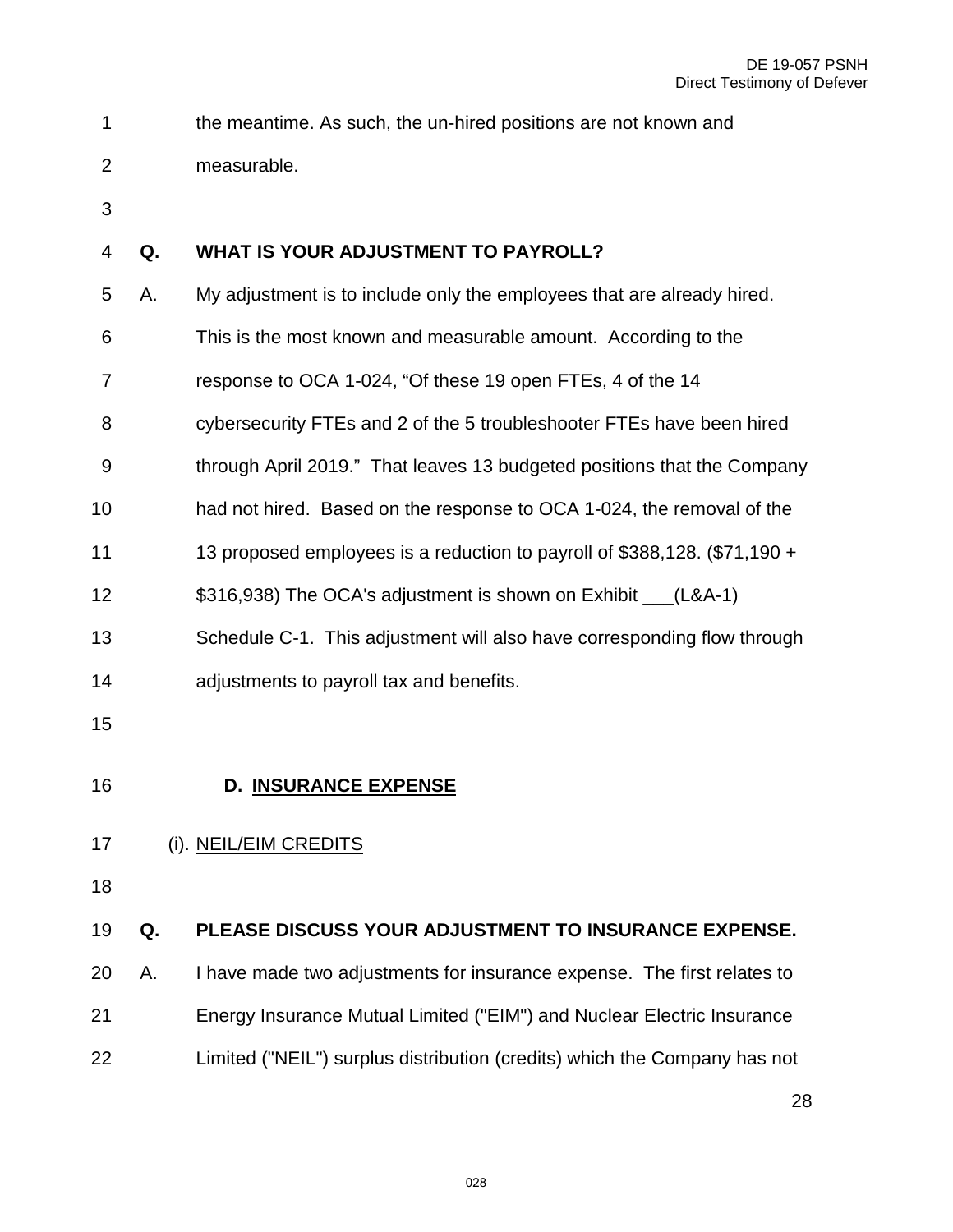the meantime. As such, the un-hired positions are not known and measurable.

**Q. WHAT IS YOUR ADJUSTMENT TO PAYROLL?**

A. My adjustment is to include only the employees that are already hired. This is the most known and measurable amount. According to the response to OCA 1-024, "Of these 19 open FTEs, 4 of the 14 cybersecurity FTEs and 2 of the 5 troubleshooter FTEs have been hired through April 2019." That leaves 13 budgeted positions that the Company had not hired. Based on the response to OCA 1-024, the removal of the 13 proposed employees is a reduction to payroll of $388,128. ($71,190 + $316,938) The OCA's adjustment is shown on Exhibit ___(L&A-1) Schedule C-1. This adjustment will also have corresponding flow through adjustments to payroll tax and benefits.

### D. INSURANCE EXPENSE

#### (i). NEIL/EIM CREDITS

**Q. PLEASE DISCUSS YOUR ADJUSTMENT TO INSURANCE EXPENSE.**

A. I have made two adjustments for insurance expense. The first relates to Energy Insurance Mutual Limited ("EIM") and Nuclear Electric Insurance Limited ("NEIL") surplus distribution (credits) which the Company has not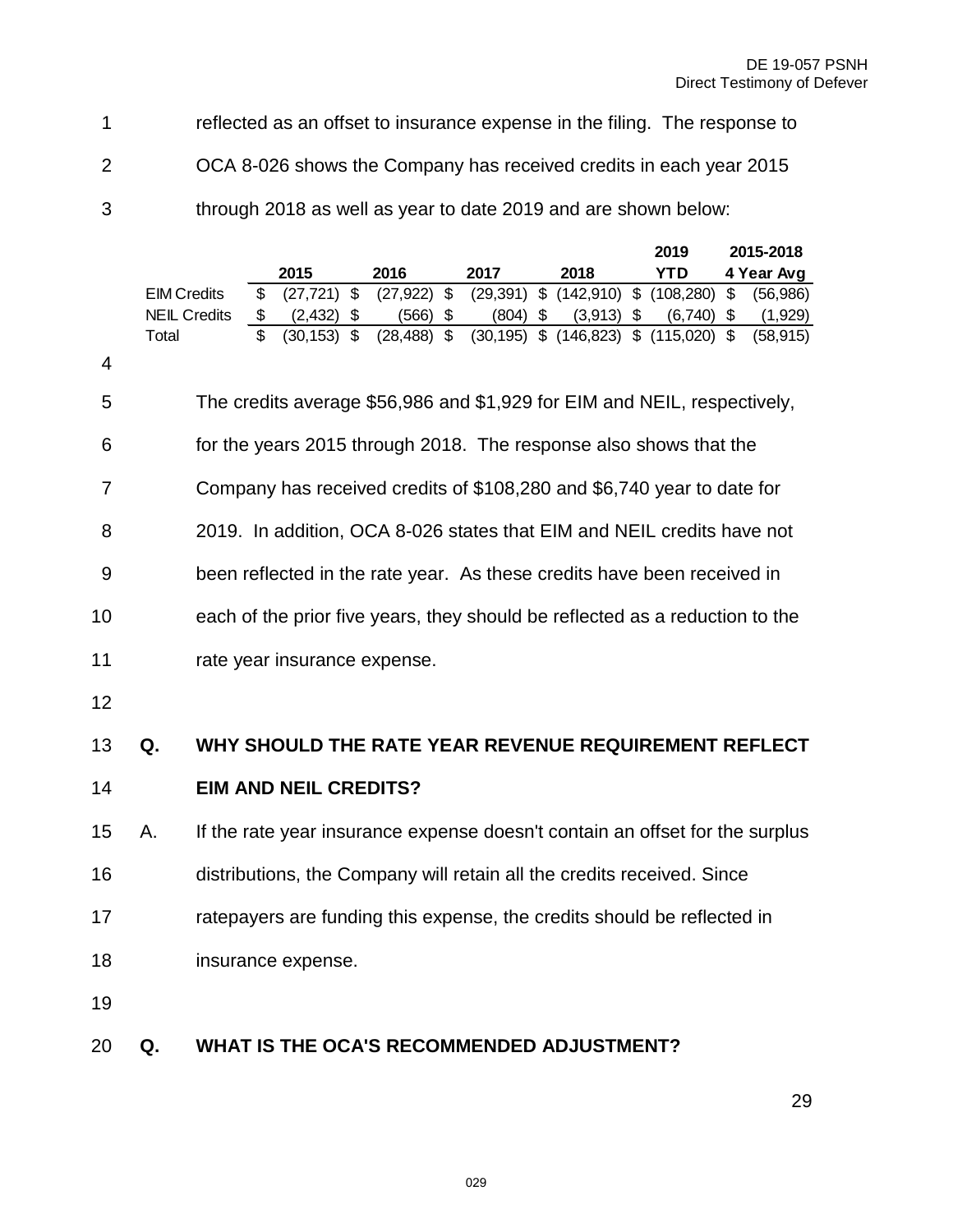reflected as an offset to insurance expense in the filing. The response to OCA 8-026 shows the Company has received credits in each year 2015 through 2018 as well as year to date 2019 and are shown below:

| | 2015 | 2016 | 2017 | 2018 | 2019 YTD | 2015-2018 4 Year Avg |
|---|---|---|---|---|---|---|
| EIM Credits | $ (27,721) | $ (27,922) | $ (29,391) | $ (142,910) | $ (108,280) | $ (56,986) |
| NEIL Credits | $ (2,432) | $ (566) | $ (804) | $ (3,913) | $ (6,740) | $ (1,929) |
| Total | $ (30,153) | $ (28,488) | $ (30,195) | $ (146,823) | $ (115,020) | $ (58,915) |

The credits average $56,986 and $1,929 for EIM and NEIL, respectively, for the years 2015 through 2018. The response also shows that the Company has received credits of $108,280 and $6,740 year to date for 2019. In addition, OCA 8-026 states that EIM and NEIL credits have not been reflected in the rate year. As these credits have been received in each of the prior five years, they should be reflected as a reduction to the rate year insurance expense.

**Q. WHY SHOULD THE RATE YEAR REVENUE REQUIREMENT REFLECT EIM AND NEIL CREDITS?**

A. If the rate year insurance expense doesn't contain an offset for the surplus distributions, the Company will retain all the credits received. Since ratepayers are funding this expense, the credits should be reflected in insurance expense.

**Q. WHAT IS THE OCA'S RECOMMENDED ADJUSTMENT?**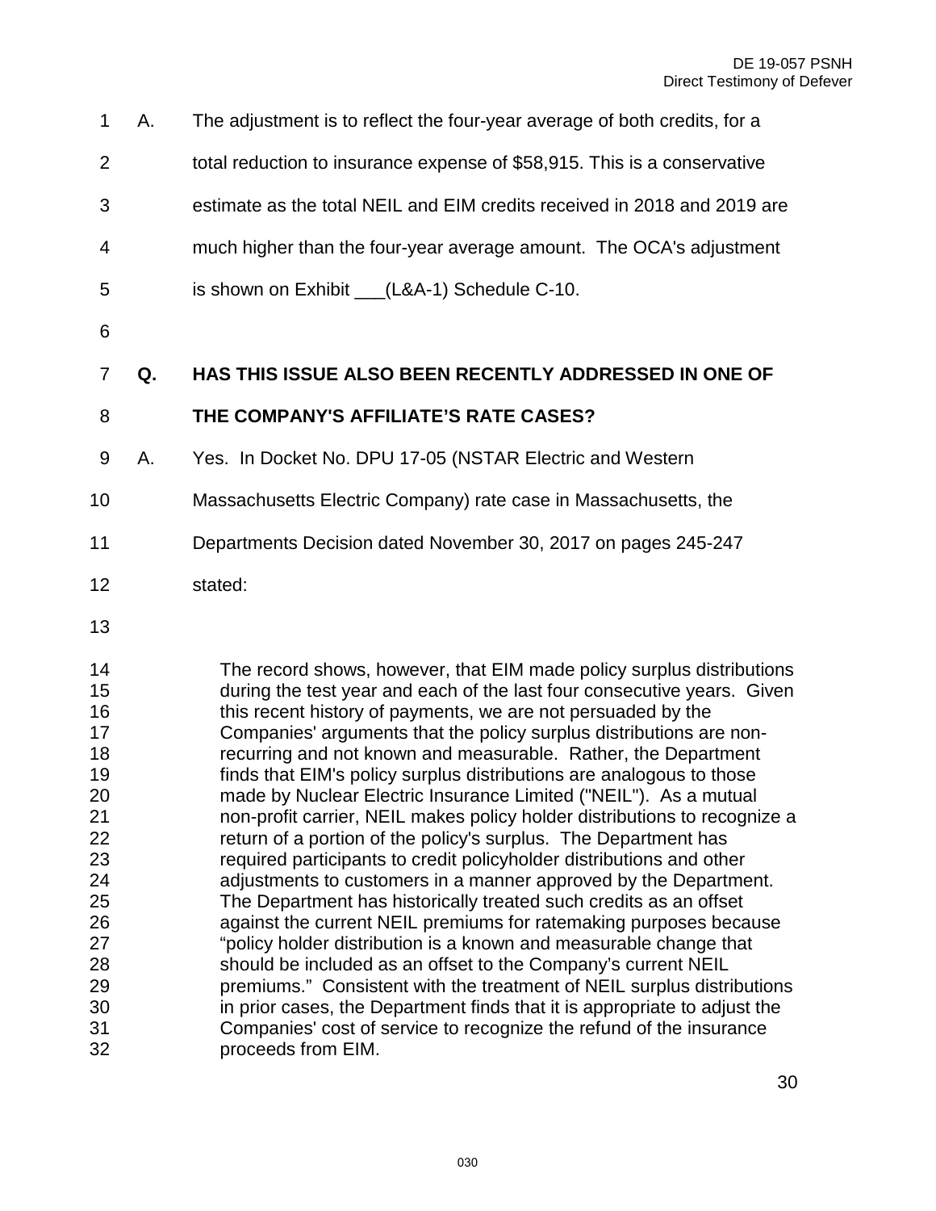A. The adjustment is to reflect the four-year average of both credits, for a total reduction to insurance expense of $58,915. This is a conservative estimate as the total NEIL and EIM credits received in 2018 and 2019 are much higher than the four-year average amount. The OCA's adjustment is shown on Exhibit ___(L&A-1) Schedule C-10.

**Q. HAS THIS ISSUE ALSO BEEN RECENTLY ADDRESSED IN ONE OF THE COMPANY'S AFFILIATE'S RATE CASES?**

A. Yes. In Docket No. DPU 17-05 (NSTAR Electric and Western Massachusetts Electric Company) rate case in Massachusetts, the Departments Decision dated November 30, 2017 on pages 245-247 stated:

> The record shows, however, that EIM made policy surplus distributions during the test year and each of the last four consecutive years. Given this recent history of payments, we are not persuaded by the Companies' arguments that the policy surplus distributions are non-recurring and not known and measurable. Rather, the Department finds that EIM's policy surplus distributions are analogous to those made by Nuclear Electric Insurance Limited ("NEIL"). As a mutual non-profit carrier, NEIL makes policy holder distributions to recognize a return of a portion of the policy's surplus. The Department has required participants to credit policyholder distributions and other adjustments to customers in a manner approved by the Department. The Department has historically treated such credits as an offset against the current NEIL premiums for ratemaking purposes because "policy holder distribution is a known and measurable change that should be included as an offset to the Company's current NEIL premiums." Consistent with the treatment of NEIL surplus distributions in prior cases, the Department finds that it is appropriate to adjust the Companies' cost of service to recognize the refund of the insurance proceeds from EIM.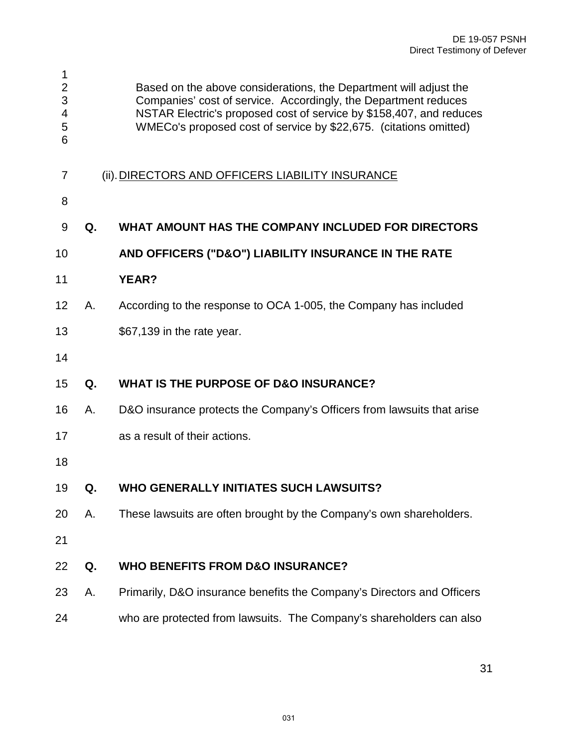> Based on the above considerations, the Department will adjust the Companies' cost of service. Accordingly, the Department reduces NSTAR Electric's proposed cost of service by $158,407, and reduces WMECo's proposed cost of service by $22,675. (citations omitted)

(ii). DIRECTORS AND OFFICERS LIABILITY INSURANCE

**Q. WHAT AMOUNT HAS THE COMPANY INCLUDED FOR DIRECTORS AND OFFICERS ("D&O") LIABILITY INSURANCE IN THE RATE YEAR?**

A. According to the response to OCA 1-005, the Company has included $67,139 in the rate year.

**Q. WHAT IS THE PURPOSE OF D&O INSURANCE?**

A. D&O insurance protects the Company's Officers from lawsuits that arise as a result of their actions.

**Q. WHO GENERALLY INITIATES SUCH LAWSUITS?**

A. These lawsuits are often brought by the Company's own shareholders.

**Q. WHO BENEFITS FROM D&O INSURANCE?**

A. Primarily, D&O insurance benefits the Company's Directors and Officers who are protected from lawsuits. The Company's shareholders can also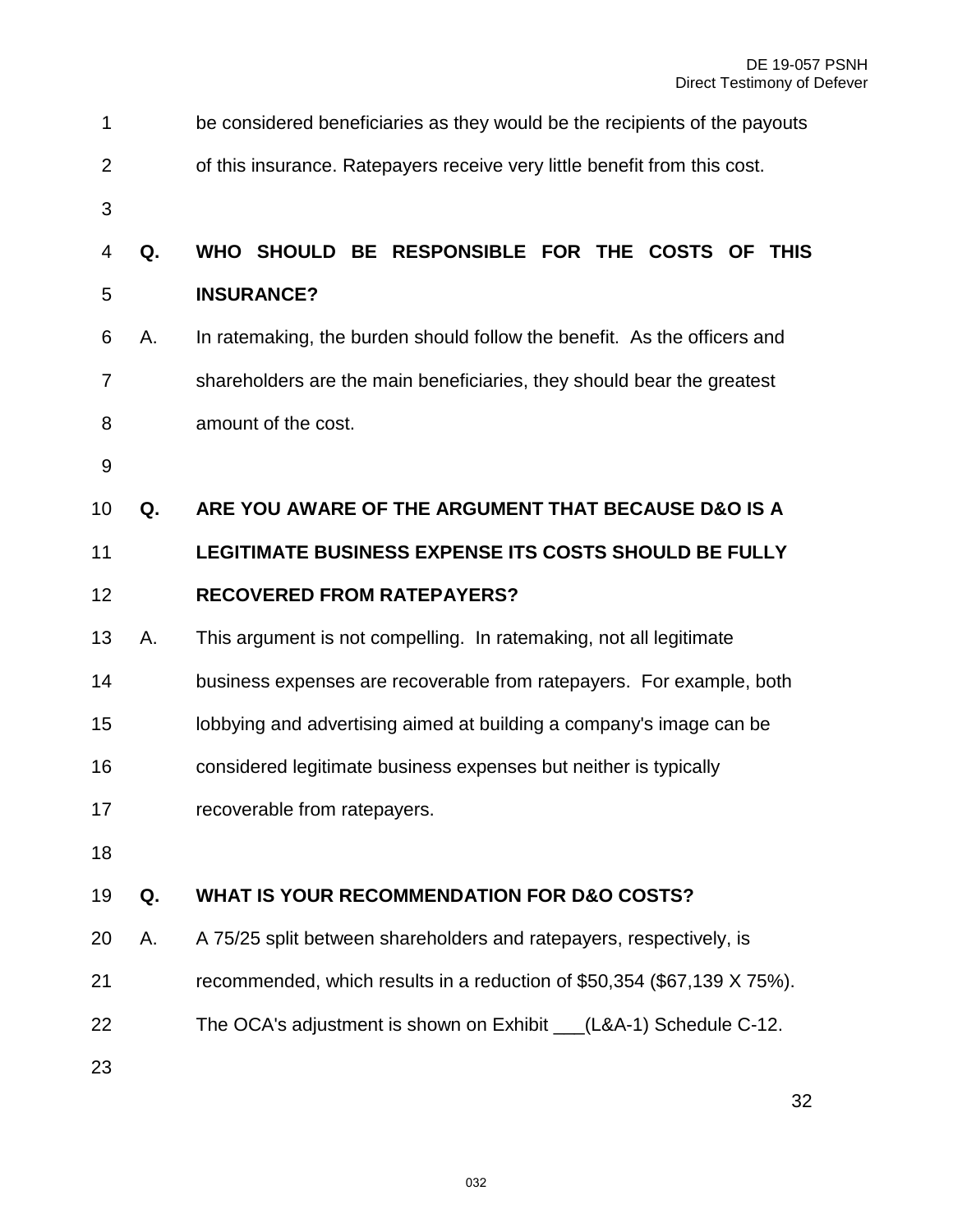be considered beneficiaries as they would be the recipients of the payouts of this insurance. Ratepayers receive very little benefit from this cost.

**Q. WHO SHOULD BE RESPONSIBLE FOR THE COSTS OF THIS INSURANCE?**

A. In ratemaking, the burden should follow the benefit. As the officers and shareholders are the main beneficiaries, they should bear the greatest amount of the cost.

**Q. ARE YOU AWARE OF THE ARGUMENT THAT BECAUSE D&O IS A LEGITIMATE BUSINESS EXPENSE ITS COSTS SHOULD BE FULLY RECOVERED FROM RATEPAYERS?**

A. This argument is not compelling. In ratemaking, not all legitimate business expenses are recoverable from ratepayers. For example, both lobbying and advertising aimed at building a company's image can be considered legitimate business expenses but neither is typically recoverable from ratepayers.

**Q. WHAT IS YOUR RECOMMENDATION FOR D&O COSTS?**

A. A 75/25 split between shareholders and ratepayers, respectively, is recommended, which results in a reduction of $50,354 ($67,139 X 75%). The OCA's adjustment is shown on Exhibit ___(L&A-1) Schedule C-12.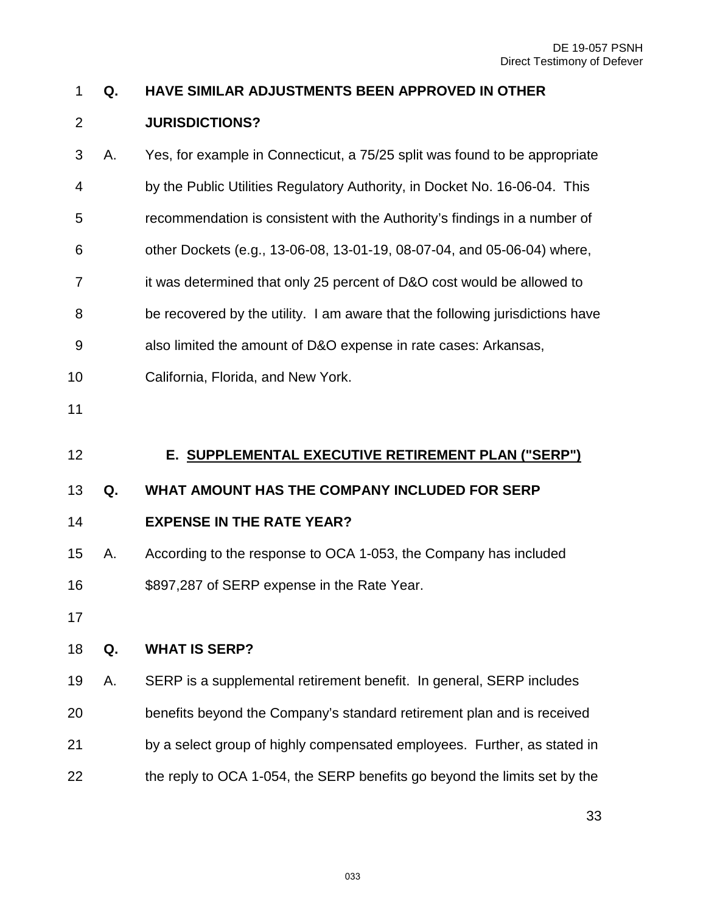**Q. HAVE SIMILAR ADJUSTMENTS BEEN APPROVED IN OTHER JURISDICTIONS?**

A. Yes, for example in Connecticut, a 75/25 split was found to be appropriate by the Public Utilities Regulatory Authority, in Docket No. 16-06-04. This recommendation is consistent with the Authority's findings in a number of other Dockets (e.g., 13-06-08, 13-01-19, 08-07-04, and 05-06-04) where, it was determined that only 25 percent of D&O cost would be allowed to be recovered by the utility. I am aware that the following jurisdictions have also limited the amount of D&O expense in rate cases: Arkansas, California, Florida, and New York.

## E. SUPPLEMENTAL EXECUTIVE RETIREMENT PLAN ("SERP")

**Q. WHAT AMOUNT HAS THE COMPANY INCLUDED FOR SERP EXPENSE IN THE RATE YEAR?**

A. According to the response to OCA 1-053, the Company has included $897,287 of SERP expense in the Rate Year.

**Q. WHAT IS SERP?**

A. SERP is a supplemental retirement benefit. In general, SERP includes benefits beyond the Company's standard retirement plan and is received by a select group of highly compensated employees. Further, as stated in the reply to OCA 1-054, the SERP benefits go beyond the limits set by the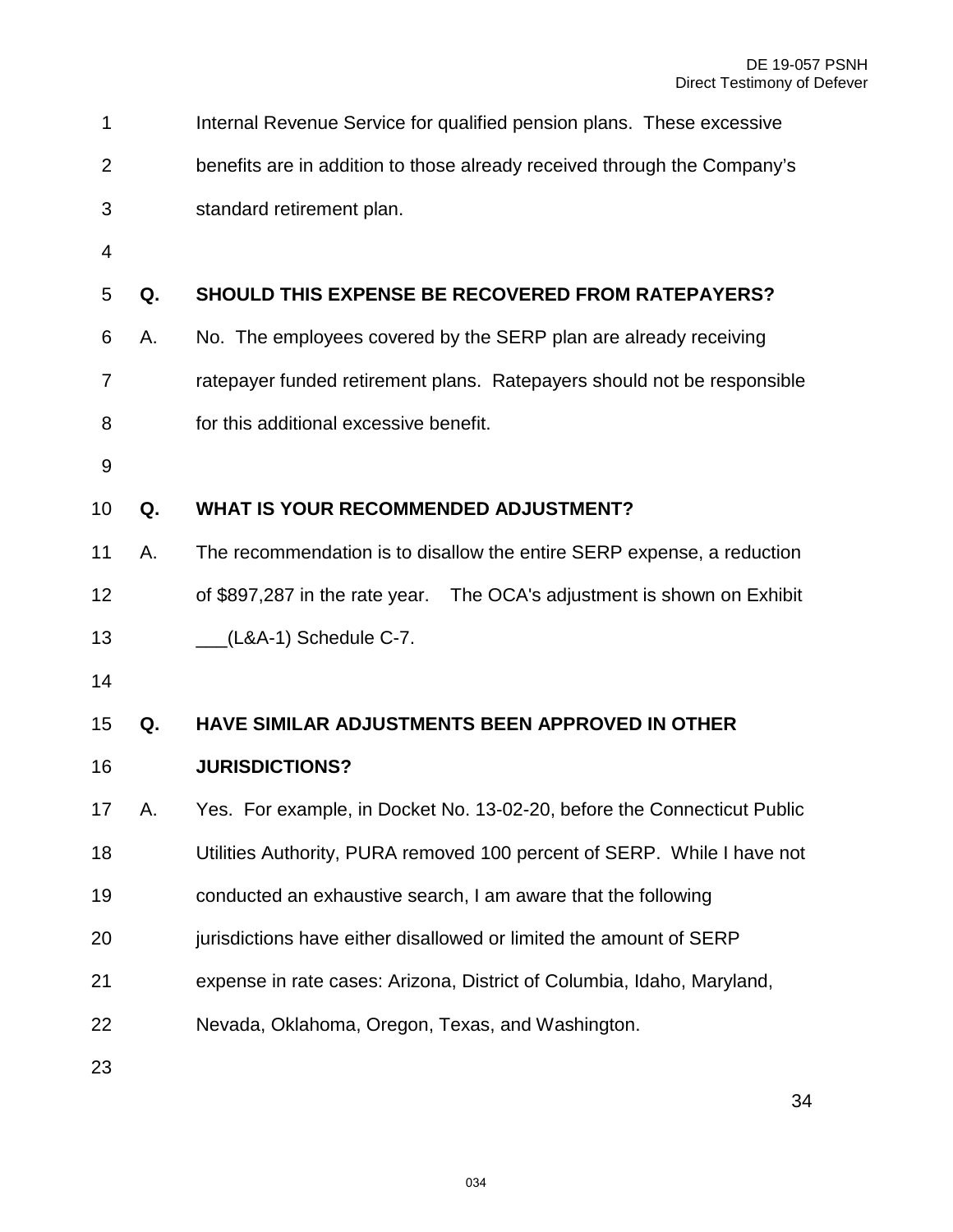Internal Revenue Service for qualified pension plans. These excessive benefits are in addition to those already received through the Company's standard retirement plan.

**Q. SHOULD THIS EXPENSE BE RECOVERED FROM RATEPAYERS?**

A. No. The employees covered by the SERP plan are already receiving ratepayer funded retirement plans. Ratepayers should not be responsible for this additional excessive benefit.

**Q. WHAT IS YOUR RECOMMENDED ADJUSTMENT?**

A. The recommendation is to disallow the entire SERP expense, a reduction of $897,287 in the rate year. The OCA's adjustment is shown on Exhibit ___(L&A-1) Schedule C-7.

**Q. HAVE SIMILAR ADJUSTMENTS BEEN APPROVED IN OTHER JURISDICTIONS?**

A. Yes. For example, in Docket No. 13-02-20, before the Connecticut Public Utilities Authority, PURA removed 100 percent of SERP. While I have not conducted an exhaustive search, I am aware that the following jurisdictions have either disallowed or limited the amount of SERP expense in rate cases: Arizona, District of Columbia, Idaho, Maryland, Nevada, Oklahoma, Oregon, Texas, and Washington.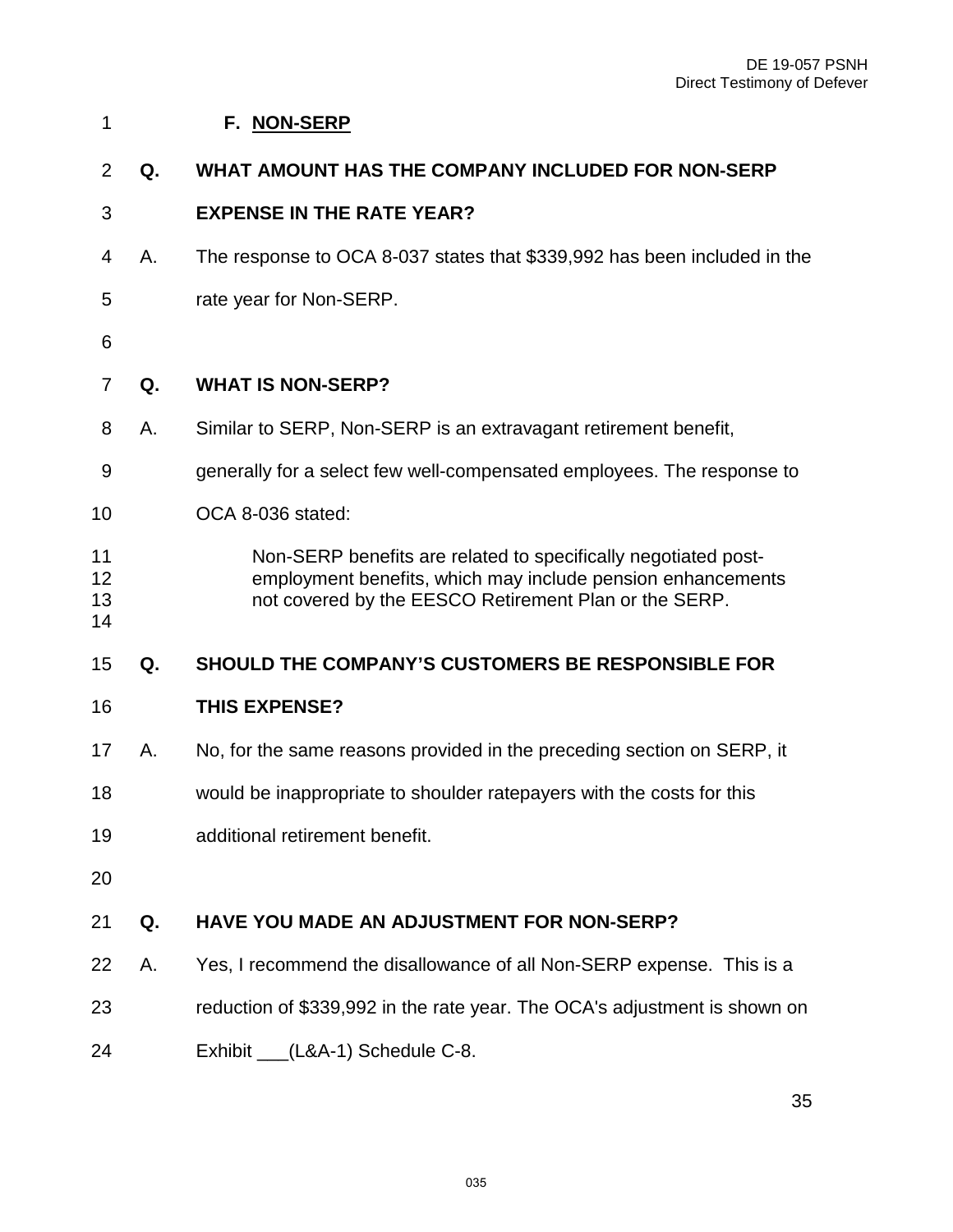### F. NON-SERP

**Q. WHAT AMOUNT HAS THE COMPANY INCLUDED FOR NON-SERP EXPENSE IN THE RATE YEAR?**

A. The response to OCA 8-037 states that $339,992 has been included in the rate year for Non-SERP.

**Q. WHAT IS NON-SERP?**

A. Similar to SERP, Non-SERP is an extravagant retirement benefit, generally for a select few well-compensated employees. The response to OCA 8-036 stated:

> Non-SERP benefits are related to specifically negotiated post-employment benefits, which may include pension enhancements not covered by the EESCO Retirement Plan or the SERP.

**Q. SHOULD THE COMPANY'S CUSTOMERS BE RESPONSIBLE FOR THIS EXPENSE?**

A. No, for the same reasons provided in the preceding section on SERP, it would be inappropriate to shoulder ratepayers with the costs for this additional retirement benefit.

**Q. HAVE YOU MADE AN ADJUSTMENT FOR NON-SERP?**

A. Yes, I recommend the disallowance of all Non-SERP expense. This is a reduction of $339,992 in the rate year. The OCA's adjustment is shown on Exhibit ___(L&A-1) Schedule C-8.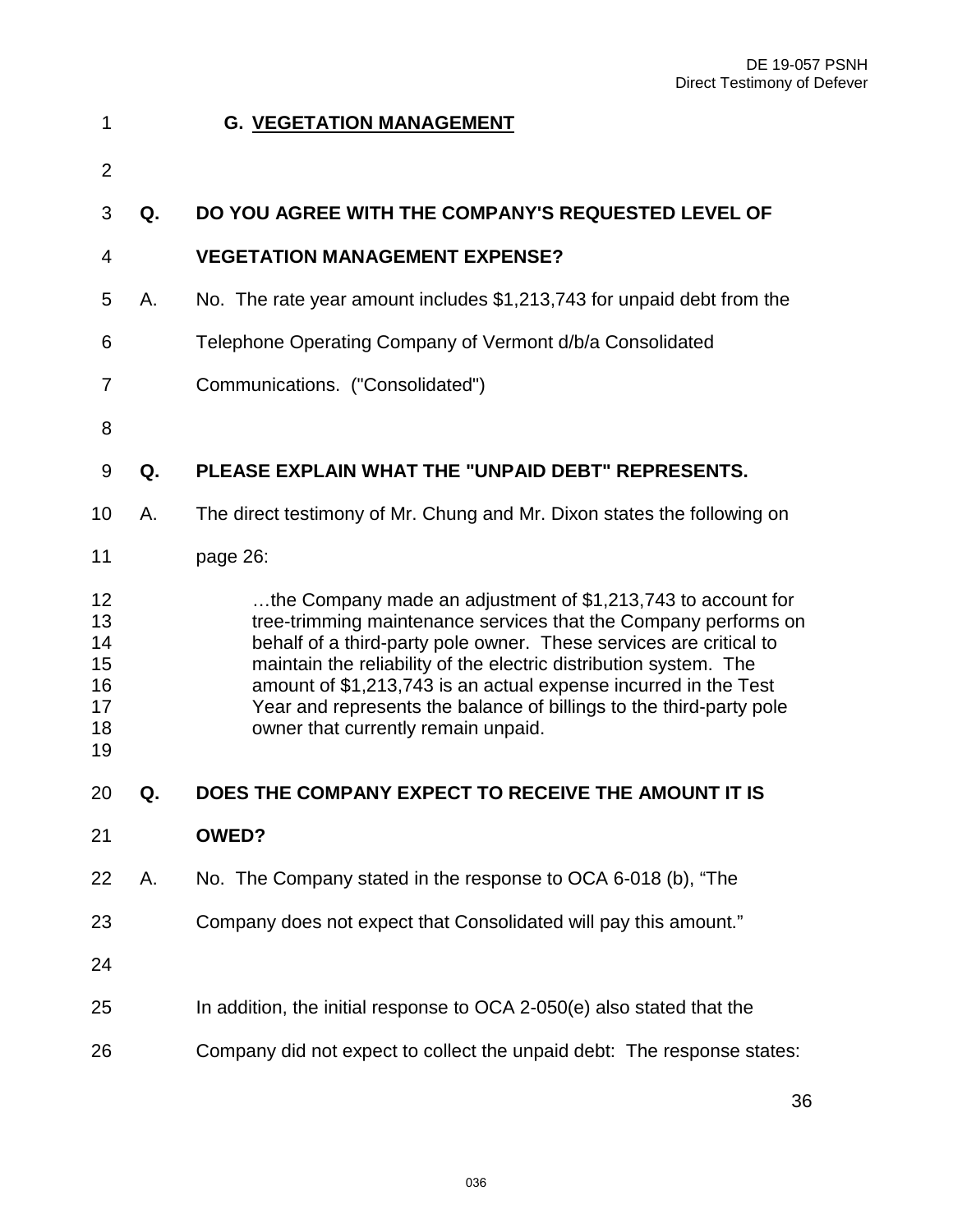### G. VEGETATION MANAGEMENT

**Q. DO YOU AGREE WITH THE COMPANY'S REQUESTED LEVEL OF VEGETATION MANAGEMENT EXPENSE?**

A. No. The rate year amount includes $1,213,743 for unpaid debt from the Telephone Operating Company of Vermont d/b/a Consolidated Communications. ("Consolidated")

**Q. PLEASE EXPLAIN WHAT THE "UNPAID DEBT" REPRESENTS.**

A. The direct testimony of Mr. Chung and Mr. Dixon states the following on page 26:

> …the Company made an adjustment of $1,213,743 to account for tree-trimming maintenance services that the Company performs on behalf of a third-party pole owner. These services are critical to maintain the reliability of the electric distribution system. The amount of $1,213,743 is an actual expense incurred in the Test Year and represents the balance of billings to the third-party pole owner that currently remain unpaid.

**Q. DOES THE COMPANY EXPECT TO RECEIVE THE AMOUNT IT IS OWED?**

A. No. The Company stated in the response to OCA 6-018 (b), "The Company does not expect that Consolidated will pay this amount."

In addition, the initial response to OCA 2-050(e) also stated that the Company did not expect to collect the unpaid debt: The response states: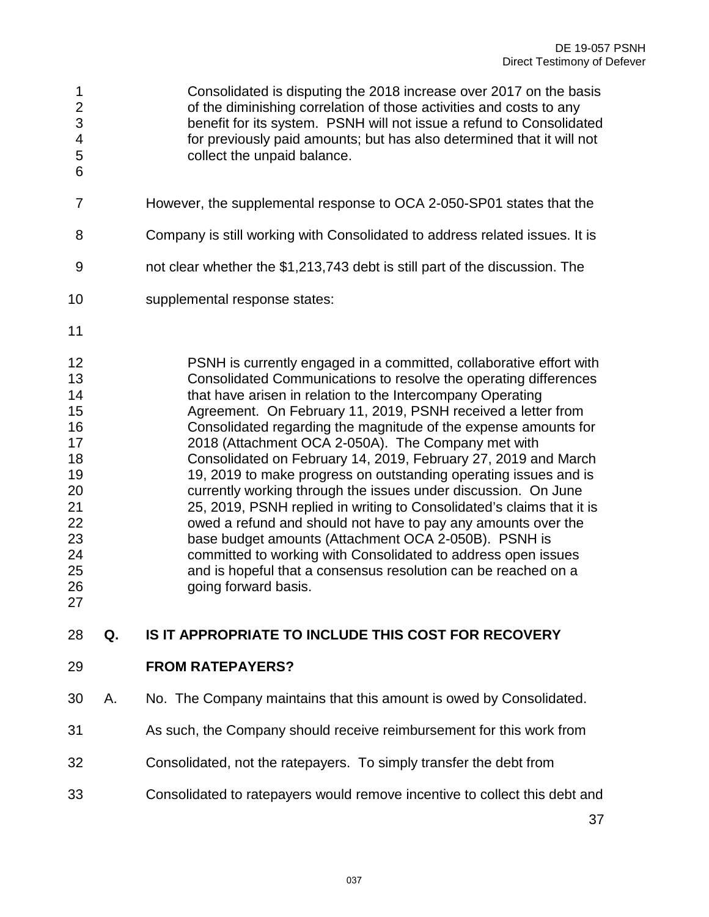> Consolidated is disputing the 2018 increase over 2017 on the basis of the diminishing correlation of those activities and costs to any benefit for its system. PSNH will not issue a refund to Consolidated for previously paid amounts; but has also determined that it will not collect the unpaid balance.

However, the supplemental response to OCA 2-050-SP01 states that the Company is still working with Consolidated to address related issues. It is not clear whether the $1,213,743 debt is still part of the discussion. The supplemental response states:

> PSNH is currently engaged in a committed, collaborative effort with Consolidated Communications to resolve the operating differences that have arisen in relation to the Intercompany Operating Agreement. On February 11, 2019, PSNH received a letter from Consolidated regarding the magnitude of the expense amounts for 2018 (Attachment OCA 2-050A). The Company met with Consolidated on February 14, 2019, February 27, 2019 and March 19, 2019 to make progress on outstanding operating issues and is currently working through the issues under discussion. On June 25, 2019, PSNH replied in writing to Consolidated's claims that it is owed a refund and should not have to pay any amounts over the base budget amounts (Attachment OCA 2-050B). PSNH is committed to working with Consolidated to address open issues and is hopeful that a consensus resolution can be reached on a going forward basis.

**Q. IS IT APPROPRIATE TO INCLUDE THIS COST FOR RECOVERY FROM RATEPAYERS?**

A. No. The Company maintains that this amount is owed by Consolidated. As such, the Company should receive reimbursement for this work from Consolidated, not the ratepayers. To simply transfer the debt from Consolidated to ratepayers would remove incentive to collect this debt and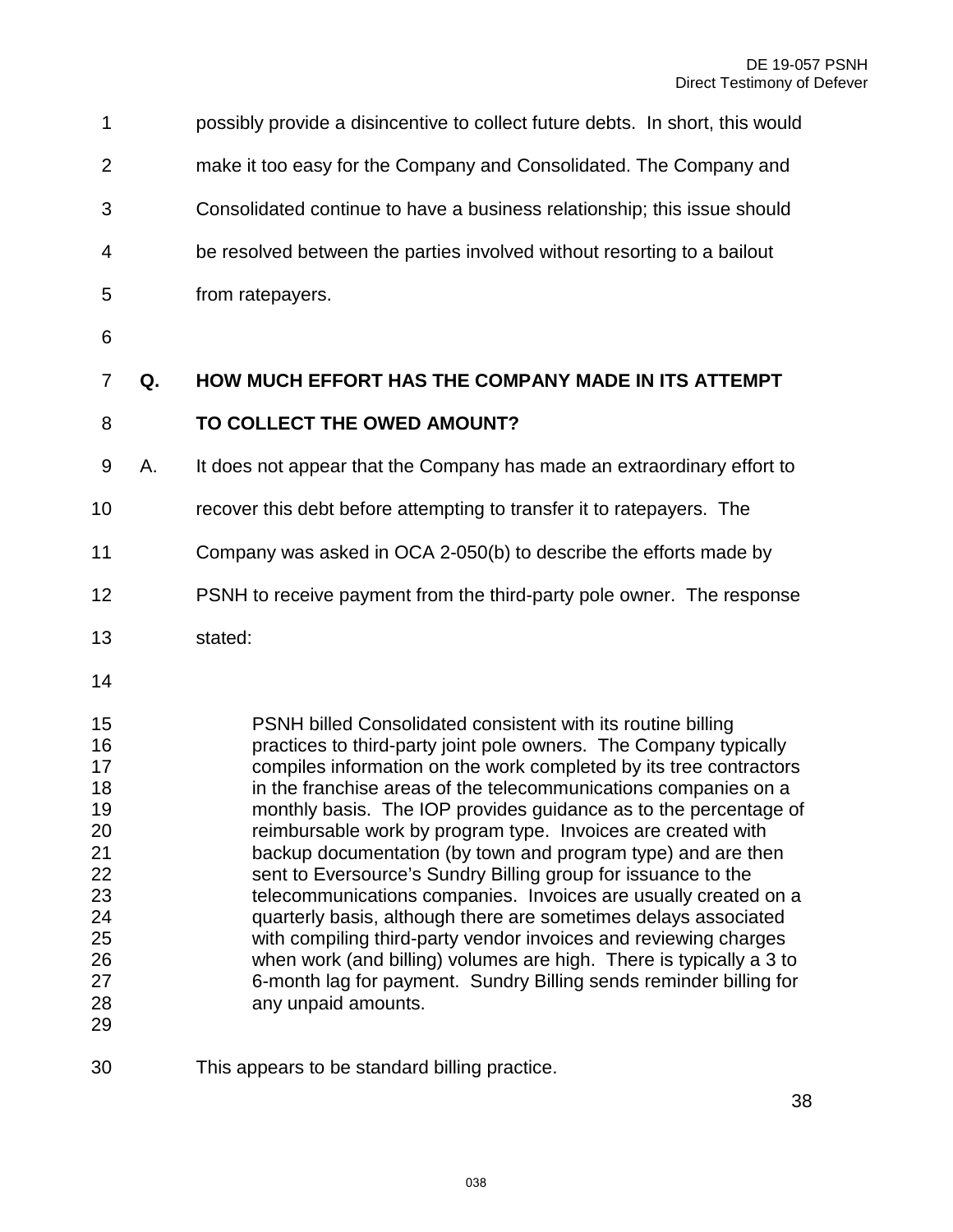possibly provide a disincentive to collect future debts. In short, this would make it too easy for the Company and Consolidated. The Company and Consolidated continue to have a business relationship; this issue should be resolved between the parties involved without resorting to a bailout from ratepayers.

**Q. HOW MUCH EFFORT HAS THE COMPANY MADE IN ITS ATTEMPT TO COLLECT THE OWED AMOUNT?**

A. It does not appear that the Company has made an extraordinary effort to recover this debt before attempting to transfer it to ratepayers. The Company was asked in OCA 2-050(b) to describe the efforts made by PSNH to receive payment from the third-party pole owner. The response stated:

> PSNH billed Consolidated consistent with its routine billing practices to third-party joint pole owners. The Company typically compiles information on the work completed by its tree contractors in the franchise areas of the telecommunications companies on a monthly basis. The IOP provides guidance as to the percentage of reimbursable work by program type. Invoices are created with backup documentation (by town and program type) and are then sent to Eversource's Sundry Billing group for issuance to the telecommunications companies. Invoices are usually created on a quarterly basis, although there are sometimes delays associated with compiling third-party vendor invoices and reviewing charges when work (and billing) volumes are high. There is typically a 3 to 6-month lag for payment. Sundry Billing sends reminder billing for any unpaid amounts.

This appears to be standard billing practice.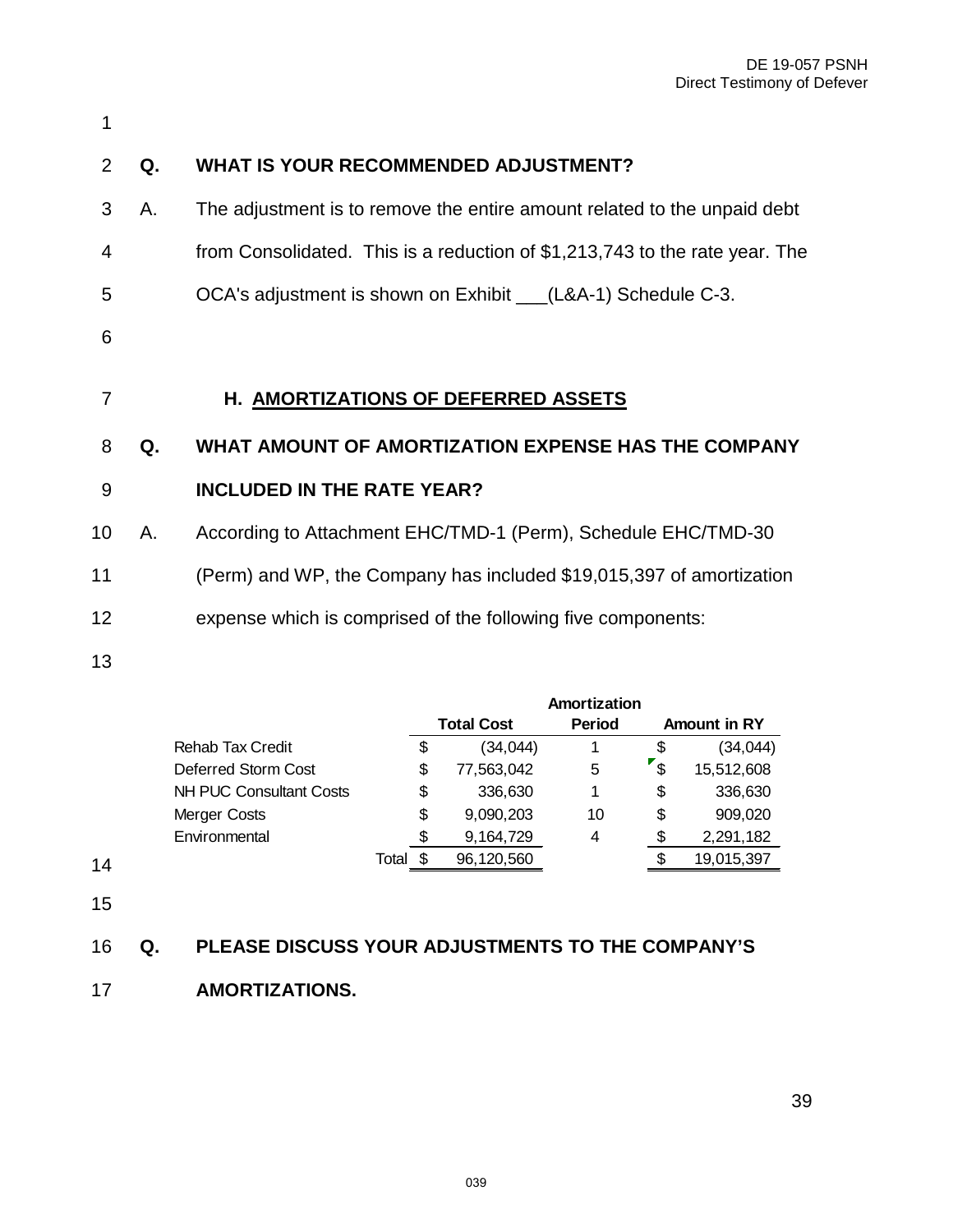**Q. WHAT IS YOUR RECOMMENDED ADJUSTMENT?**

A. The adjustment is to remove the entire amount related to the unpaid debt from Consolidated. This is a reduction of $1,213,743 to the rate year. The OCA's adjustment is shown on Exhibit ___(L&A-1) Schedule C-3.

### H. AMORTIZATIONS OF DEFERRED ASSETS

**Q. WHAT AMOUNT OF AMORTIZATION EXPENSE HAS THE COMPANY INCLUDED IN THE RATE YEAR?**

A. According to Attachment EHC/TMD-1 (Perm), Schedule EHC/TMD-30 (Perm) and WP, the Company has included $19,015,397 of amortization expense which is comprised of the following five components:

| | Total Cost | Amortization Period | Amount in RY |
|---|---|---|---|
| Rehab Tax Credit | $ (34,044) | 1 | $ (34,044) |
| Deferred Storm Cost | $ 77,563,042 | 5 | $ 15,512,608 |
| NH PUC Consultant Costs | $ 336,630 | 1 | $ 336,630 |
| Merger Costs | $ 9,090,203 | 10 | $ 909,020 |
| Environmental | $ 9,164,729 | 4 | $ 2,291,182 |
| Total | $ 96,120,560 | | $ 19,015,397 |

**Q. PLEASE DISCUSS YOUR ADJUSTMENTS TO THE COMPANY'S AMORTIZATIONS.**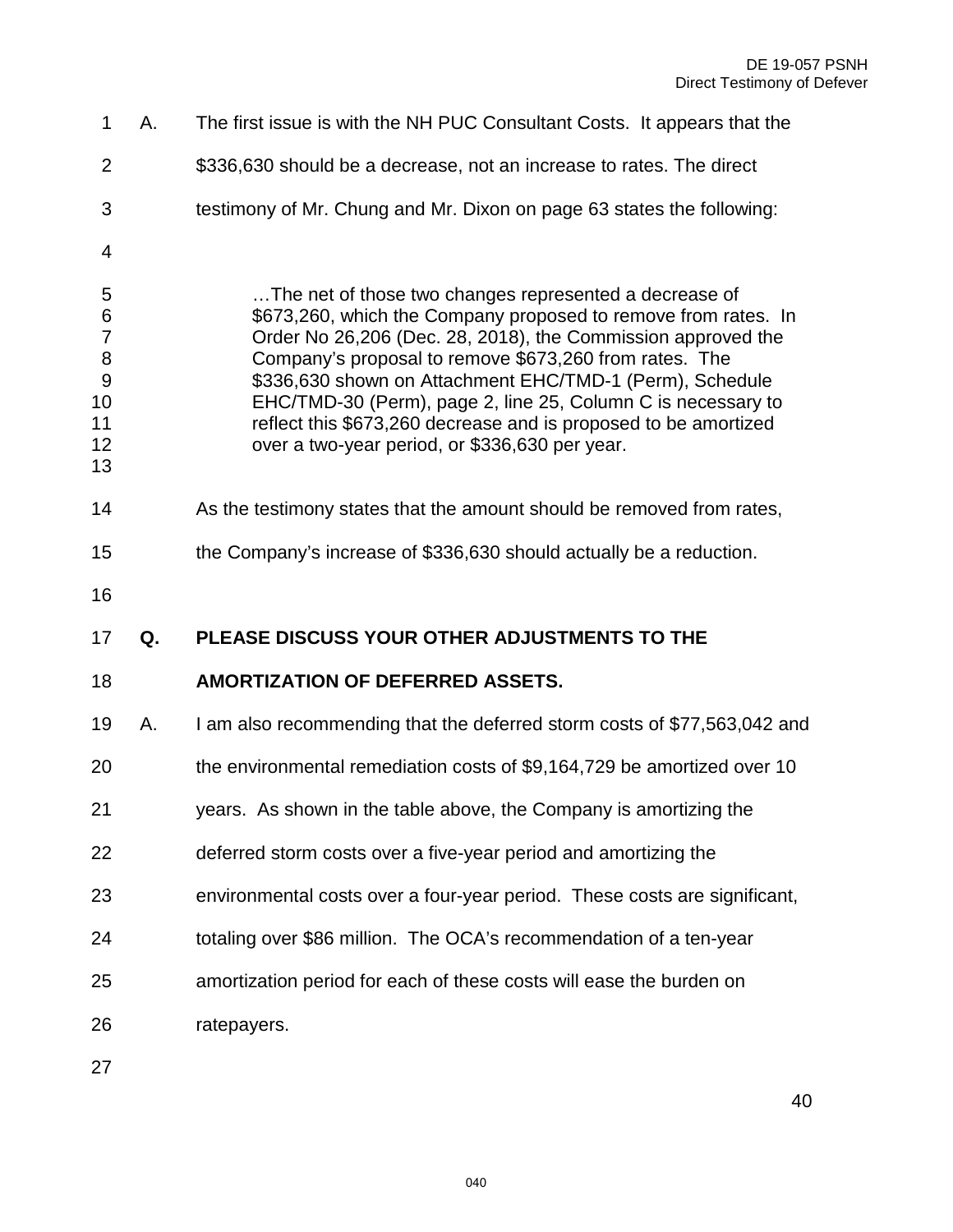A. The first issue is with the NH PUC Consultant Costs. It appears that the $336,630 should be a decrease, not an increase to rates. The direct testimony of Mr. Chung and Mr. Dixon on page 63 states the following:

> …The net of those two changes represented a decrease of $673,260, which the Company proposed to remove from rates. In Order No 26,206 (Dec. 28, 2018), the Commission approved the Company's proposal to remove $673,260 from rates. The $336,630 shown on Attachment EHC/TMD-1 (Perm), Schedule EHC/TMD-30 (Perm), page 2, line 25, Column C is necessary to reflect this $673,260 decrease and is proposed to be amortized over a two-year period, or $336,630 per year.

As the testimony states that the amount should be removed from rates, the Company's increase of $336,630 should actually be a reduction.

**Q. PLEASE DISCUSS YOUR OTHER ADJUSTMENTS TO THE AMORTIZATION OF DEFERRED ASSETS.**

A. I am also recommending that the deferred storm costs of $77,563,042 and the environmental remediation costs of $9,164,729 be amortized over 10 years. As shown in the table above, the Company is amortizing the deferred storm costs over a five-year period and amortizing the environmental costs over a four-year period. These costs are significant, totaling over $86 million. The OCA's recommendation of a ten-year amortization period for each of these costs will ease the burden on ratepayers.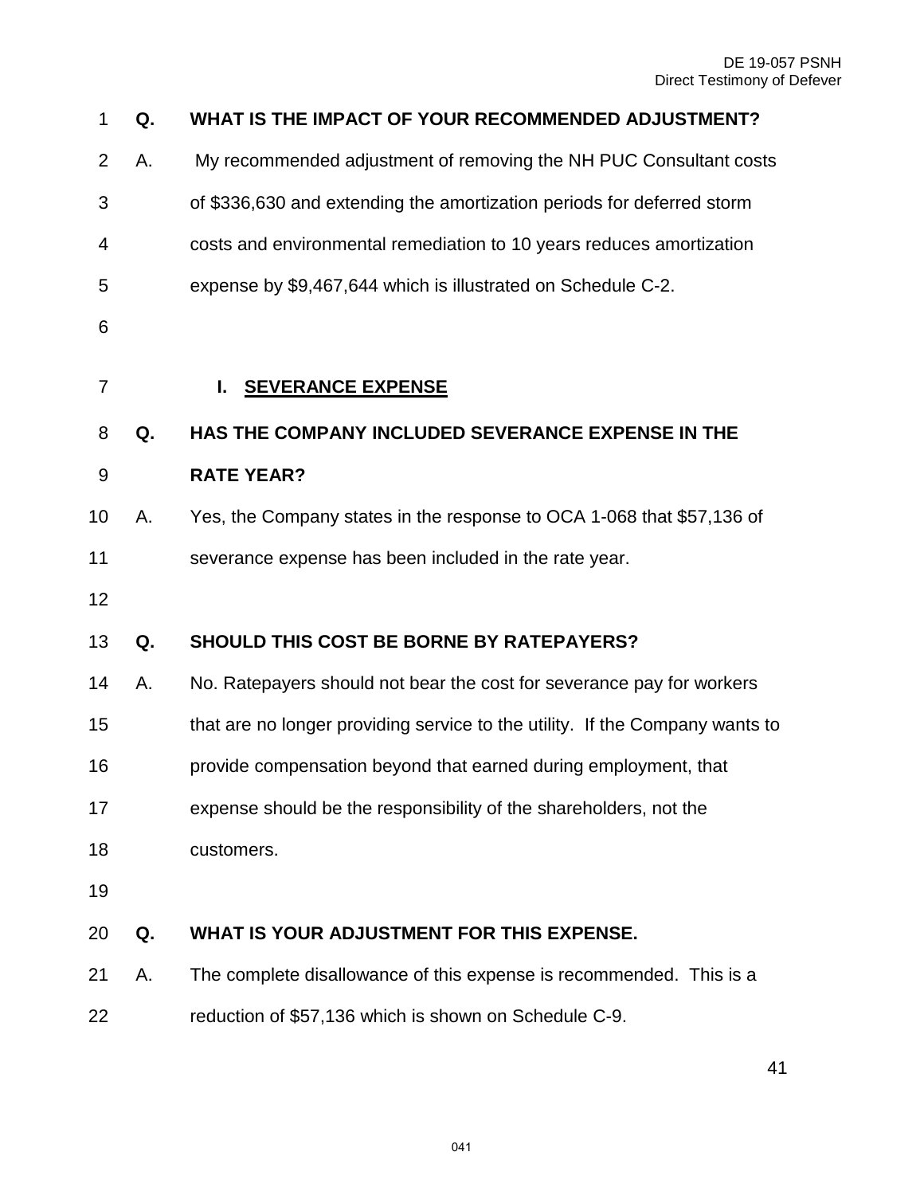**Q. WHAT IS THE IMPACT OF YOUR RECOMMENDED ADJUSTMENT?**

A. My recommended adjustment of removing the NH PUC Consultant costs of $336,630 and extending the amortization periods for deferred storm costs and environmental remediation to 10 years reduces amortization expense by $9,467,644 which is illustrated on Schedule C-2.

## I. SEVERANCE EXPENSE

**Q. HAS THE COMPANY INCLUDED SEVERANCE EXPENSE IN THE RATE YEAR?**

A. Yes, the Company states in the response to OCA 1-068 that $57,136 of severance expense has been included in the rate year.

**Q. SHOULD THIS COST BE BORNE BY RATEPAYERS?**

A. No. Ratepayers should not bear the cost for severance pay for workers that are no longer providing service to the utility. If the Company wants to provide compensation beyond that earned during employment, that expense should be the responsibility of the shareholders, not the customers.

**Q. WHAT IS YOUR ADJUSTMENT FOR THIS EXPENSE.**

A. The complete disallowance of this expense is recommended. This is a reduction of $57,136 which is shown on Schedule C-9.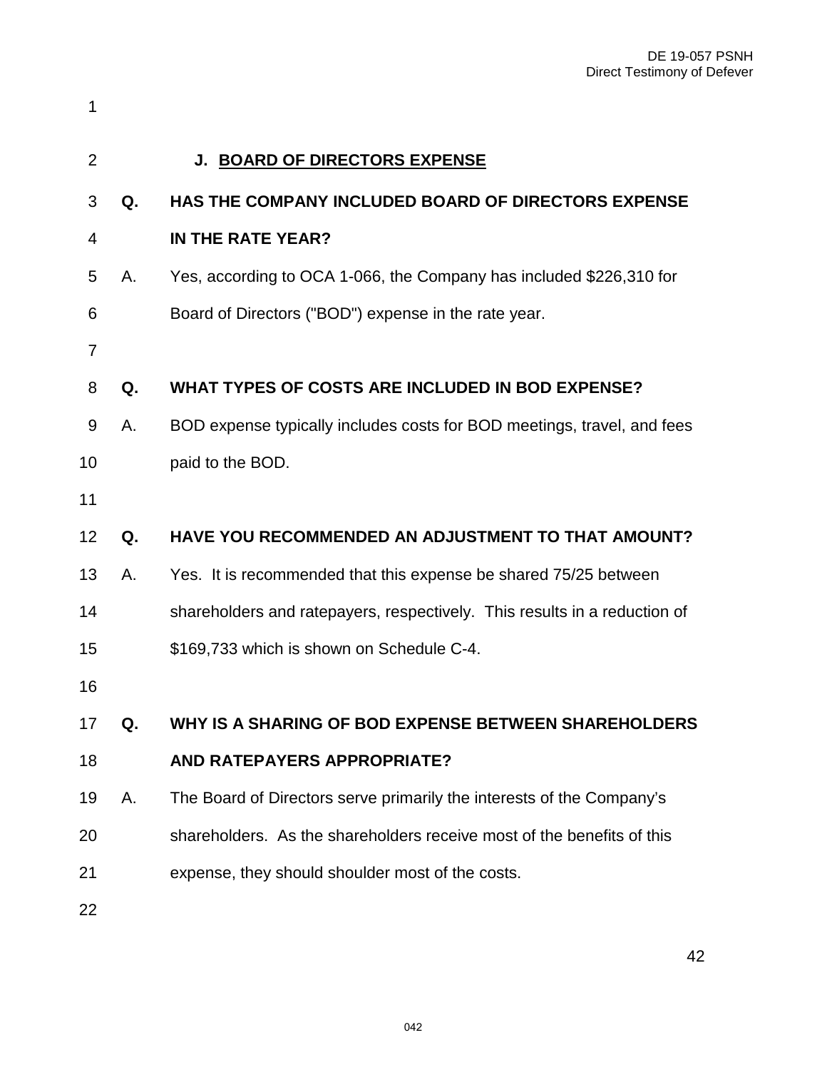## J. BOARD OF DIRECTORS EXPENSE

**Q. HAS THE COMPANY INCLUDED BOARD OF DIRECTORS EXPENSE IN THE RATE YEAR?**

A. Yes, according to OCA 1-066, the Company has included $226,310 for Board of Directors ("BOD") expense in the rate year.

**Q. WHAT TYPES OF COSTS ARE INCLUDED IN BOD EXPENSE?**

A. BOD expense typically includes costs for BOD meetings, travel, and fees paid to the BOD.

**Q. HAVE YOU RECOMMENDED AN ADJUSTMENT TO THAT AMOUNT?**

A. Yes. It is recommended that this expense be shared 75/25 between shareholders and ratepayers, respectively. This results in a reduction of $169,733 which is shown on Schedule C-4.

**Q. WHY IS A SHARING OF BOD EXPENSE BETWEEN SHAREHOLDERS AND RATEPAYERS APPROPRIATE?**

A. The Board of Directors serve primarily the interests of the Company's shareholders. As the shareholders receive most of the benefits of this expense, they should shoulder most of the costs.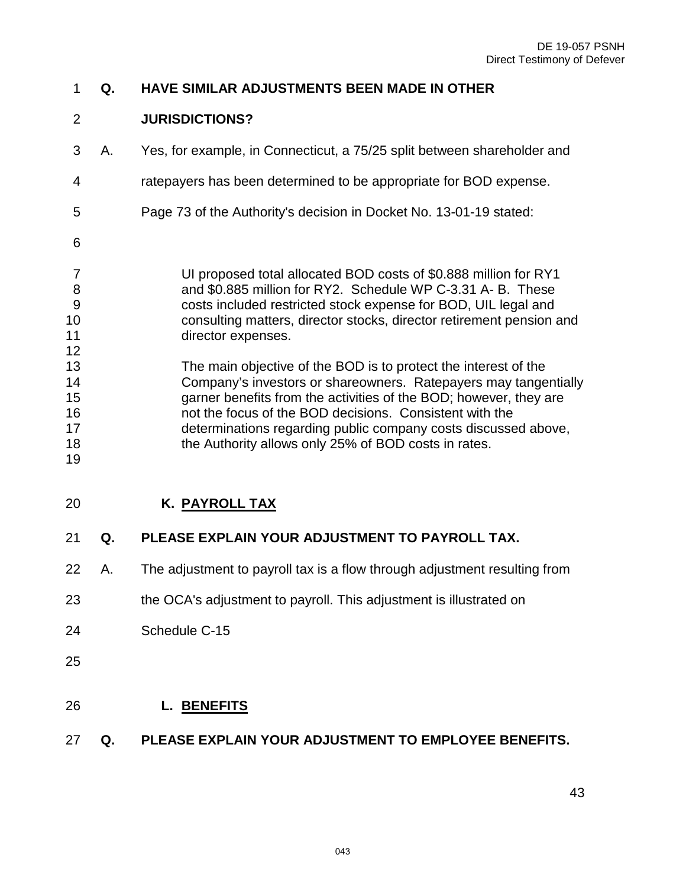**Q. HAVE SIMILAR ADJUSTMENTS BEEN MADE IN OTHER JURISDICTIONS?**

A. Yes, for example, in Connecticut, a 75/25 split between shareholder and ratepayers has been determined to be appropriate for BOD expense. Page 73 of the Authority's decision in Docket No. 13-01-19 stated:

> UI proposed total allocated BOD costs of $0.888 million for RY1 and $0.885 million for RY2. Schedule WP C-3.31 A- B. These costs included restricted stock expense for BOD, UIL legal and consulting matters, director stocks, director retirement pension and director expenses.
>
> The main objective of the BOD is to protect the interest of the Company's investors or shareowners. Ratepayers may tangentially garner benefits from the activities of the BOD; however, they are not the focus of the BOD decisions. Consistent with the determinations regarding public company costs discussed above, the Authority allows only 25% of BOD costs in rates.

## K. PAYROLL TAX

**Q. PLEASE EXPLAIN YOUR ADJUSTMENT TO PAYROLL TAX.**

A. The adjustment to payroll tax is a flow through adjustment resulting from the OCA's adjustment to payroll. This adjustment is illustrated on Schedule C-15

## L. BENEFITS

**Q. PLEASE EXPLAIN YOUR ADJUSTMENT TO EMPLOYEE BENEFITS.**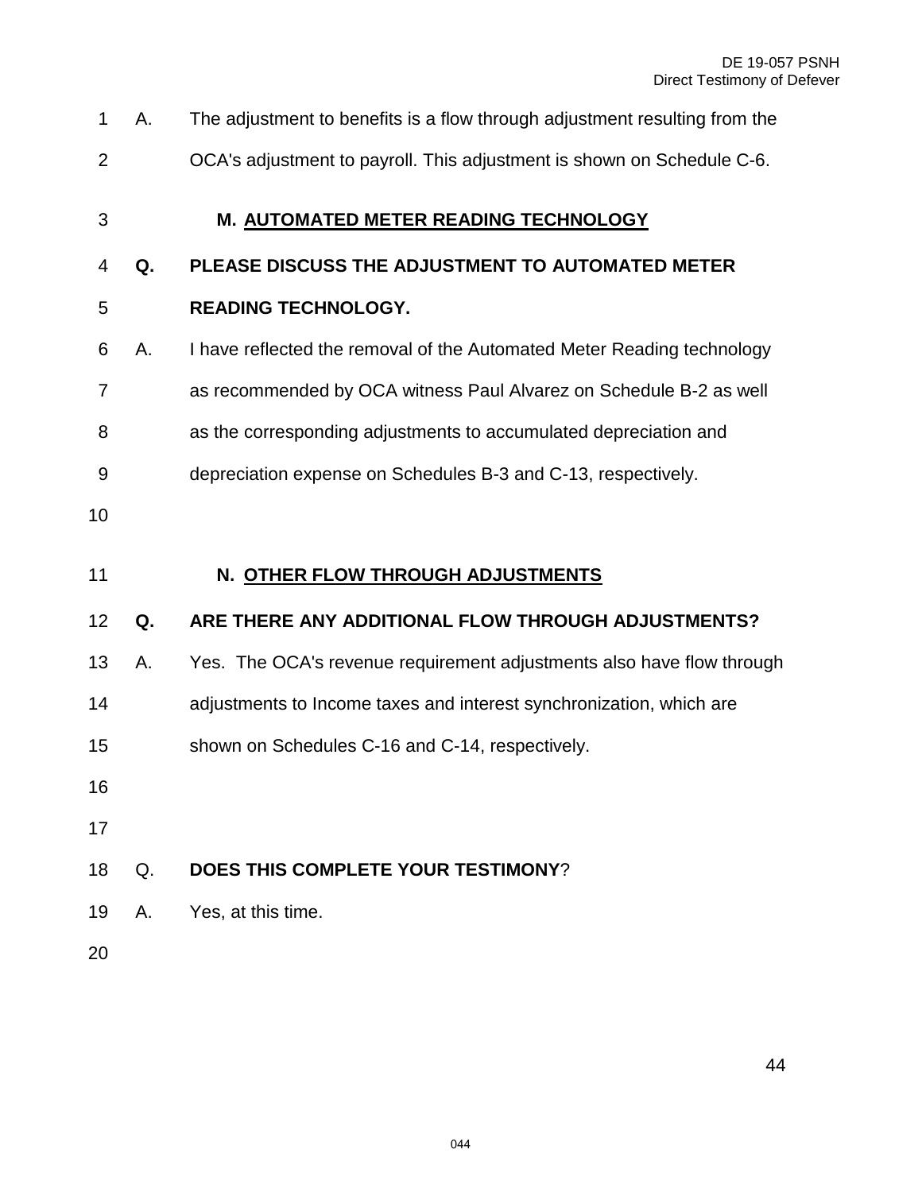A. The adjustment to benefits is a flow through adjustment resulting from the OCA's adjustment to payroll. This adjustment is shown on Schedule C-6.

### M. AUTOMATED METER READING TECHNOLOGY

**Q. PLEASE DISCUSS THE ADJUSTMENT TO AUTOMATED METER READING TECHNOLOGY.**

A. I have reflected the removal of the Automated Meter Reading technology as recommended by OCA witness Paul Alvarez on Schedule B-2 as well as the corresponding adjustments to accumulated depreciation and depreciation expense on Schedules B-3 and C-13, respectively.

### N. OTHER FLOW THROUGH ADJUSTMENTS

**Q. ARE THERE ANY ADDITIONAL FLOW THROUGH ADJUSTMENTS?**

A. Yes. The OCA's revenue requirement adjustments also have flow through adjustments to Income taxes and interest synchronization, which are shown on Schedules C-16 and C-14, respectively.

Q. **DOES THIS COMPLETE YOUR TESTIMONY**?

A. Yes, at this time.